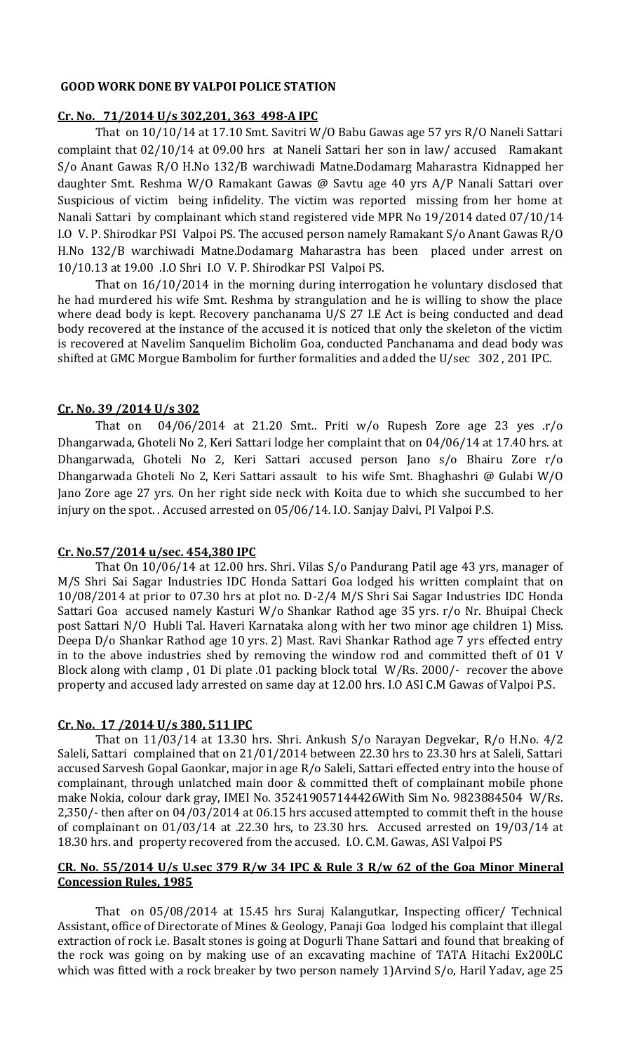**GOOD WORK DONE BY VALPOI POLICE STATION**

**Cr. No. 71/2014 U/s 302,201, 363 498-A IPC**

That on 10/10/14 at 17.10 Smt. Savitri W/O Babu Gawas age 57 yrs R/O Naneli Sattari complaint that 02/10/14 at 09.00 hrs at Naneli Sattari her son in law/ accused Ramakant S/o Anant Gawas R/O H.No 132/B warchiwadi Matne.Dodamarg Maharastra Kidnapped her daughter Smt. Reshma W/O Ramakant Gawas @ Savtu age 40 yrs A/P Nanali Sattari over Suspicious of victim being infidelity. The victim was reported missing from her home at Nanali Sattari by complainant which stand registered vide MPR No 19/2014 dated 07/10/14 I.O V. P. Shirodkar PSI Valpoi PS. The accused person namely Ramakant S/o Anant Gawas R/O H.No 132/B warchiwadi Matne.Dodamarg Maharastra has been placed under arrest on 10/10.13 at 19.00 .I.O Shri I.O V. P. Shirodkar PSI Valpoi PS.

That on 16/10/2014 in the morning during interrogation he voluntary disclosed that he had murdered his wife Smt. Reshma by strangulation and he is willing to show the place where dead body is kept. Recovery panchanama U/S 27 I.E Act is being conducted and dead body recovered at the instance of the accused it is noticed that only the skeleton of the victim is recovered at Navelim Sanquelim Bicholim Goa, conducted Panchanama and dead body was shifted at GMC Morgue Bambolim for further formalities and added the U/sec 302 , 201 IPC.

**Cr. No. 39 /2014 U/s 302**

That on 04/06/2014 at 21.20 Smt.. Priti w/o Rupesh Zore age 23 yes .r/o Dhangarwada, Ghoteli No 2, Keri Sattari lodge her complaint that on 04/06/14 at 17.40 hrs. at Dhangarwada, Ghoteli No 2, Keri Sattari accused person Jano s/o Bhairu Zore r/o Dhangarwada Ghoteli No 2, Keri Sattari assault to his wife Smt. Bhaghashri @ Gulabi W/O Jano Zore age 27 yrs. On her right side neck with Koita due to which she succumbed to her injury on the spot. . Accused arrested on 05/06/14. I.O. Sanjay Dalvi, PI Valpoi P.S.

**Cr. No.57/2014 u/sec. 454,380 IPC**

That On 10/06/14 at 12.00 hrs. Shri. Vilas S/o Pandurang Patil age 43 yrs, manager of M/S Shri Sai Sagar Industries IDC Honda Sattari Goa lodged his written complaint that on 10/08/2014 at prior to 07.30 hrs at plot no. D-2/4 M/S Shri Sai Sagar Industries IDC Honda Sattari Goa accused namely Kasturi W/o Shankar Rathod age 35 yrs. r/o Nr. Bhuipal Check post Sattari N/O Hubli Tal. Haveri Karnataka along with her two minor age children 1) Miss. Deepa D/o Shankar Rathod age 10 yrs. 2) Mast. Ravi Shankar Rathod age 7 yrs effected entry in to the above industries shed by removing the window rod and committed theft of 01 V Block along with clamp , 01 Di plate .01 packing block total W/Rs. 2000/- recover the above property and accused lady arrested on same day at 12.00 hrs. I.O ASI C.M Gawas of Valpoi P.S.

**Cr. No. 17 /2014 U/s 380, 511 IPC**

That on 11/03/14 at 13.30 hrs. Shri. Ankush S/o Narayan Degvekar, R/o H.No. 4/2 Saleli, Sattari complained that on 21/01/2014 between 22.30 hrs to 23.30 hrs at Saleli, Sattari accused Sarvesh Gopal Gaonkar, major in age R/o Saleli, Sattari effected entry into the house of complainant, through unlatched main door & committed theft of complainant mobile phone make Nokia, colour dark gray, IMEI No. 352419057144426With Sim No. 9823884504 W/Rs. 2,350/- then after on 04/03/2014 at 06.15 hrs accused attempted to commit theft in the house of complainant on 01/03/14 at .22.30 hrs, to 23.30 hrs. Accused arrested on 19/03/14 at 18.30 hrs. and property recovered from the accused. I.O. C.M. Gawas, ASI Valpoi PS

**CR. No. 55/2014 U/s U.sec 379 R/w 34 IPC & Rule 3 R/w 62 of the Goa Minor Mineral Concession Rules, 1985**

That on 05/08/2014 at 15.45 hrs Suraj Kalangutkar, Inspecting officer/ Technical Assistant, office of Directorate of Mines & Geology, Panaji Goa lodged his complaint that illegal extraction of rock i.e. Basalt stones is going at Dogurli Thane Sattari and found that breaking of the rock was going on by making use of an excavating machine of TATA Hitachi Ex200LC which was fitted with a rock breaker by two person namely 1)Arvind S/o, Haril Yadav, age 25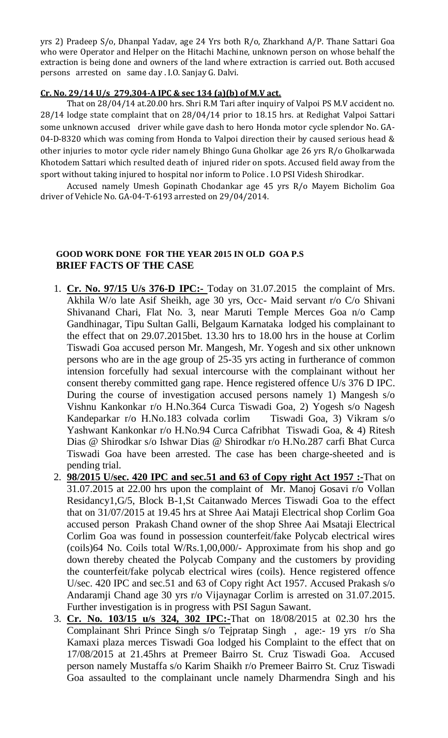yrs 2) Pradeep S/o, Dhanpal Yadav, age 24 Yrs both R/o, Zharkhand A/P. Thane Sattari Goa who were Operator and Helper on the Hitachi Machine, unknown person on whose behalf the extraction is being done and owners of the land where extraction is carried out. Both accused persons arrested on same day . I.O. Sanjay G. Dalvi.

**Cr. No. 29/14 U/s 279,304-A IPC & sec 134 (a)(b) of M.V act.**

That on 28/04/14 at.20.00 hrs. Shri R.M Tari after inquiry of Valpoi PS M.V accident no. 28/14 lodge state complaint that on 28/04/14 prior to 18.15 hrs. at Redighat Valpoi Sattari some unknown accused driver while gave dash to hero Honda motor cycle splendor No. GA-04-D-8320 which was coming from Honda to Valpoi direction their by caused serious head & other injuries to motor cycle rider namely Bhingo Guna Gholkar age 26 yrs R/o Gholkarwada Khotodem Sattari which resulted death of injured rider on spots. Accused field away from the sport without taking injured to hospital nor inform to Police . I.O PSI Videsh Shirodkar.

Accused namely Umesh Gopinath Chodankar age 45 yrs R/o Mayem Bicholim Goa driver of Vehicle No. GA-04-T-6193 arrested on 29/04/2014.

**GOOD WORK DONE FOR THE YEAR 2015 IN OLD GOA P.S**
**BRIEF FACTS OF THE CASE**

1. **Cr. No. 97/15 U/s 376-D IPC:-** Today on 31.07.2015 the complaint of Mrs. Akhila W/o late Asif Sheikh, age 30 yrs, Occ- Maid servant r/o C/o Shivani Shivanand Chari, Flat No. 3, near Maruti Temple Merces Goa n/o Camp Gandhinagar, Tipu Sultan Galli, Belgaum Karnataka lodged his complainant to the effect that on 29.07.2015bet. 13.30 hrs to 18.00 hrs in the house at Corlim Tiswadi Goa accused person Mr. Mangesh, Mr. Yogesh and six other unknown persons who are in the age group of 25-35 yrs acting in furtherance of common intension forcefully had sexual intercourse with the complainant without her consent thereby committed gang rape. Hence registered offence U/s 376 D IPC. During the course of investigation accused persons namely 1) Mangesh s/o Vishnu Kankonkar r/o H.No.364 Curca Tiswadi Goa, 2) Yogesh s/o Nagesh Kandeparkar r/o H.No.183 colvada corlim Tiswadi Goa, 3) Vikram s/o Yashwant Kankonkar r/o H.No.94 Curca Cafribhat Tiswadi Goa, & 4) Ritesh Dias @ Shirodkar s/o Ishwar Dias @ Shirodkar r/o H.No.287 carfi Bhat Curca Tiswadi Goa have been arrested. The case has been charge-sheeted and is pending trial.
2. **98/2015 U/sec. 420 IPC and sec.51 and 63 of Copy right Act 1957 :-**That on 31.07.2015 at 22.00 hrs upon the complaint of Mr. Manoj Gosavi r/o Vollan Residancy1,G/5, Block B-1,St Caitanwado Merces Tiswadi Goa to the effect that on 31/07/2015 at 19.45 hrs at Shree Aai Mataji Electrical shop Corlim Goa accused person Prakash Chand owner of the shop Shree Aai Msataji Electrical Corlim Goa was found in possession counterfeit/fake Polycab electrical wires (coils)64 No. Coils total W/Rs.1,00,000/- Approximate from his shop and go down thereby cheated the Polycab Company and the customers by providing the counterfeit/fake polycab electrical wires (coils). Hence registered offence U/sec. 420 IPC and sec.51 and 63 of Copy right Act 1957. Accused Prakash s/o Andaramji Chand age 30 yrs r/o Vijaynagar Corlim is arrested on 31.07.2015. Further investigation is in progress with PSI Sagun Sawant.
3. **Cr. No. 103/15 u/s 324, 302 IPC:-**That on 18/08/2015 at 02.30 hrs the Complainant Shri Prince Singh s/o Tejpratap Singh , age:- 19 yrs r/o Sha Kamaxi plaza merces Tiswadi Goa lodged his Complaint to the effect that on 17/08/2015 at 21.45hrs at Premeer Bairro St. Cruz Tiswadi Goa. Accused person namely Mustaffa s/o Karim Shaikh r/o Premeer Bairro St. Cruz Tiswadi Goa assaulted to the complainant uncle namely Dharmendra Singh and his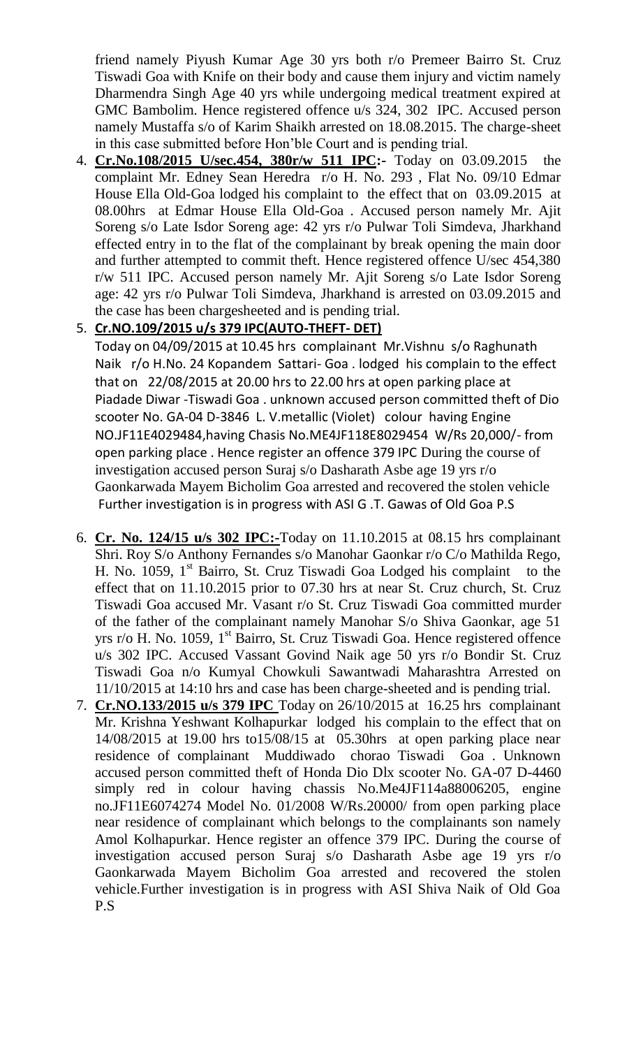friend namely Piyush Kumar Age 30 yrs both r/o Premeer Bairro St. Cruz Tiswadi Goa with Knife on their body and cause them injury and victim namely Dharmendra Singh Age 40 yrs while undergoing medical treatment expired at GMC Bambolim. Hence registered offence u/s 324, 302 IPC. Accused person namely Mustaffa s/o of Karim Shaikh arrested on 18.08.2015. The charge-sheet in this case submitted before Hon'ble Court and is pending trial.

4. **Cr.No.108/2015 U/sec.454, 380r/w 511 IPC:-** Today on 03.09.2015 the complaint Mr. Edney Sean Heredra r/o H. No. 293 , Flat No. 09/10 Edmar House Ella Old-Goa lodged his complaint to the effect that on 03.09.2015 at 08.00hrs at Edmar House Ella Old-Goa . Accused person namely Mr. Ajit Soreng s/o Late Isdor Soreng age: 42 yrs r/o Pulwar Toli Simdeva, Jharkhand effected entry in to the flat of the complainant by break opening the main door and further attempted to commit theft. Hence registered offence U/sec 454,380 r/w 511 IPC. Accused person namely Mr. Ajit Soreng s/o Late Isdor Soreng age: 42 yrs r/o Pulwar Toli Simdeva, Jharkhand is arrested on 03.09.2015 and the case has been chargesheeted and is pending trial.

5. **Cr.NO.109/2015 u/s 379 IPC(AUTO-THEFT- DET)**
Today on 04/09/2015 at 10.45 hrs complainant Mr.Vishnu s/o Raghunath Naik r/o H.No. 24 Kopandem Sattari- Goa . lodged his complain to the effect that on 22/08/2015 at 20.00 hrs to 22.00 hrs at open parking place at Piadade Diwar -Tiswadi Goa . unknown accused person committed theft of Dio scooter No. GA-04 D-3846 L. V.metallic (Violet) colour having Engine NO.JF11E4029484,having Chasis No.ME4JF118E8029454 W/Rs 20,000/- from open parking place . Hence register an offence 379 IPC During the course of investigation accused person Suraj s/o Dasharath Asbe age 19 yrs r/o Gaonkarwada Mayem Bicholim Goa arrested and recovered the stolen vehicle Further investigation is in progress with ASI G .T. Gawas of Old Goa P.S

6. **Cr. No. 124/15 u/s 302 IPC:-**Today on 11.10.2015 at 08.15 hrs complainant Shri. Roy S/o Anthony Fernandes s/o Manohar Gaonkar r/o C/o Mathilda Rego, H. No. 1059, 1st Bairro, St. Cruz Tiswadi Goa Lodged his complaint to the effect that on 11.10.2015 prior to 07.30 hrs at near St. Cruz church, St. Cruz Tiswadi Goa accused Mr. Vasant r/o St. Cruz Tiswadi Goa committed murder of the father of the complainant namely Manohar S/o Shiva Gaonkar, age 51 yrs r/o H. No. 1059, 1st Bairro, St. Cruz Tiswadi Goa. Hence registered offence u/s 302 IPC. Accused Vassant Govind Naik age 50 yrs r/o Bondir St. Cruz Tiswadi Goa n/o Kumyal Chowkuli Sawantwadi Maharashtra Arrested on 11/10/2015 at 14:10 hrs and case has been charge-sheeted and is pending trial.

7. **Cr.NO.133/2015 u/s 379 IPC** Today on 26/10/2015 at 16.25 hrs complainant Mr. Krishna Yeshwant Kolhapurkar lodged his complain to the effect that on 14/08/2015 at 19.00 hrs to15/08/15 at 05.30hrs at open parking place near residence of complainant Muddiwado chorao Tiswadi Goa . Unknown accused person committed theft of Honda Dio Dlx scooter No. GA-07 D-4460 simply red in colour having chassis No.Me4JF114a88006205, engine no.JF11E6074274 Model No. 01/2008 W/Rs.20000/ from open parking place near residence of complainant which belongs to the complainants son namely Amol Kolhapurkar. Hence register an offence 379 IPC. During the course of investigation accused person Suraj s/o Dasharath Asbe age 19 yrs r/o Gaonkarwada Mayem Bicholim Goa arrested and recovered the stolen vehicle.Further investigation is in progress with ASI Shiva Naik of Old Goa P.S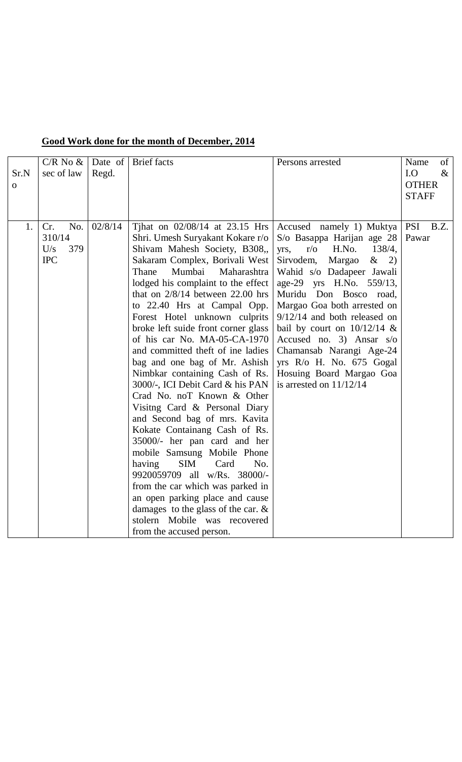**Good Work done for the month of December, 2014**

| Sr.No | C/R No & sec of law | Date of Regd. | Brief facts | Persons arrested | Name of I.O & OTHER STAFF |
|---|---|---|---|---|---|
| 1. | Cr. No. 310/14 U/s 379 IPC | 02/8/14 | Tjhat on 02/08/14 at 23.15 Hrs Shri. Umesh Suryakant Kokare r/o Shivam Mahesh Society, B308,, Sakaram Complex, Borivali West Thane Mumbai Maharashtra lodged his complaint to the effect that on 2/8/14 between 22.00 hrs to 22.40 Hrs at Campal Opp. Forest Hotel unknown culprits broke left suide front corner glass of his car No. MA-05-CA-1970 and committed theft of ine ladies bag and one bag of Mr. Ashish Nimbkar containing Cash of Rs. 3000/-, ICI Debit Card & his PAN Crad No. noT Known & Other Visitng Card & Personal Diary and Second bag of mrs. Kavita Kokate Containang Cash of Rs. 35000/- her pan card and her mobile Samsung Mobile Phone having SIM Card No. 9920059709 all w/Rs. 38000/- from the car which was parked in an open parking place and cause damages to the glass of the car. & stolern Mobile was recovered from the accused person. | Accused namely 1) Muktya S/o Basappa Harijan age 28 yrs, r/o H.No. 138/4, Sirvodem, Margao & 2) Wahid s/o Dadapeer Jawali age-29 yrs H.No. 559/13, Muridu Don Bosco road, Margao Goa both arrested on 9/12/14 and both released on bail by court on 10/12/14 & Accused no. 3) Ansar s/o Chamansab Narangi Age-24 yrs R/o H. No. 675 Gogal Hosuing Board Margao Goa is arrested on 11/12/14 | PSI B.Z. Pawar |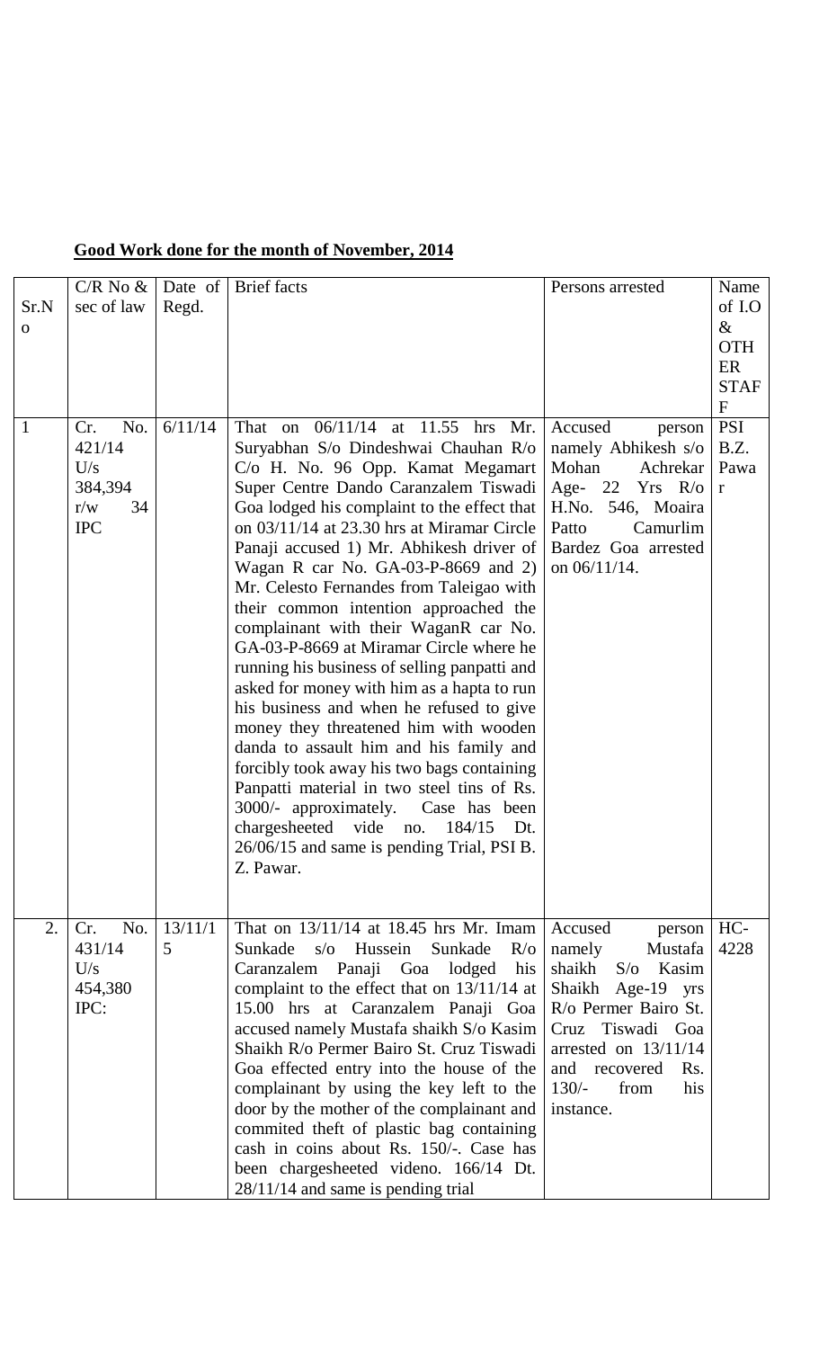**Good Work done for the month of November, 2014**

| Sr.No | C/R No & sec of law | Date of Regd. | Brief facts | Persons arrested | Name of I.O & OTHER STAFF |
|---|---|---|---|---|---|
| 1 | Cr. No. 421/14 U/s 384,394 r/w 34 IPC | 6/11/14 | That on 06/11/14 at 11.55 hrs Mr. Suryabhan S/o Dindeshwai Chauhan R/o C/o H. No. 96 Opp. Kamat Megamart Super Centre Dando Caranzalem Tiswadi Goa lodged his complaint to the effect that on 03/11/14 at 23.30 hrs at Miramar Circle Panaji accused 1) Mr. Abhikesh driver of Wagan R car No. GA-03-P-8669 and 2) Mr. Celesto Fernandes from Taleigao with their common intention approached the complainant with their WaganR car No. GA-03-P-8669 at Miramar Circle where he running his business of selling panpatti and asked for money with him as a hapta to run his business and when he refused to give money they threatened him with wooden danda to assault him and his family and forcibly took away his two bags containing Panpatti material in two steel tins of Rs. 3000/- approximately. Case has been chargesheeted vide no. 184/15 Dt. 26/06/15 and same is pending Trial, PSI B. Z. Pawar. | Accused person namely Abhikesh s/o Mohan Achrekar Age- 22 Yrs R/o H.No. 546, Moaira Patto Camurlim Bardez Goa arrested on 06/11/14. | PSI B.Z. Pawar |
| 2. | Cr. No. 431/14 U/s 454,380 IPC: | 13/11/15 | That on 13/11/14 at 18.45 hrs Mr. Imam Sunkade s/o Hussein Sunkade R/o Caranzalem Panaji Goa lodged his complaint to the effect that on 13/11/14 at 15.00 hrs at Caranzalem Panaji Goa accused namely Mustafa shaikh S/o Kasim Shaikh R/o Permer Bairo St. Cruz Tiswadi Goa effected entry into the house of the complainant by using the key left to the door by the mother of the complainant and commited theft of plastic bag containing cash in coins about Rs. 150/-. Case has been chargesheeted videno. 166/14 Dt. 28/11/14 and same is pending trial | Accused person namely Mustafa shaikh S/o Kasim Shaikh Age-19 yrs R/o Permer Bairo St. Cruz Tiswadi Goa arrested on 13/11/14 and recovered Rs. 130/- from his instance. | HC-4228 |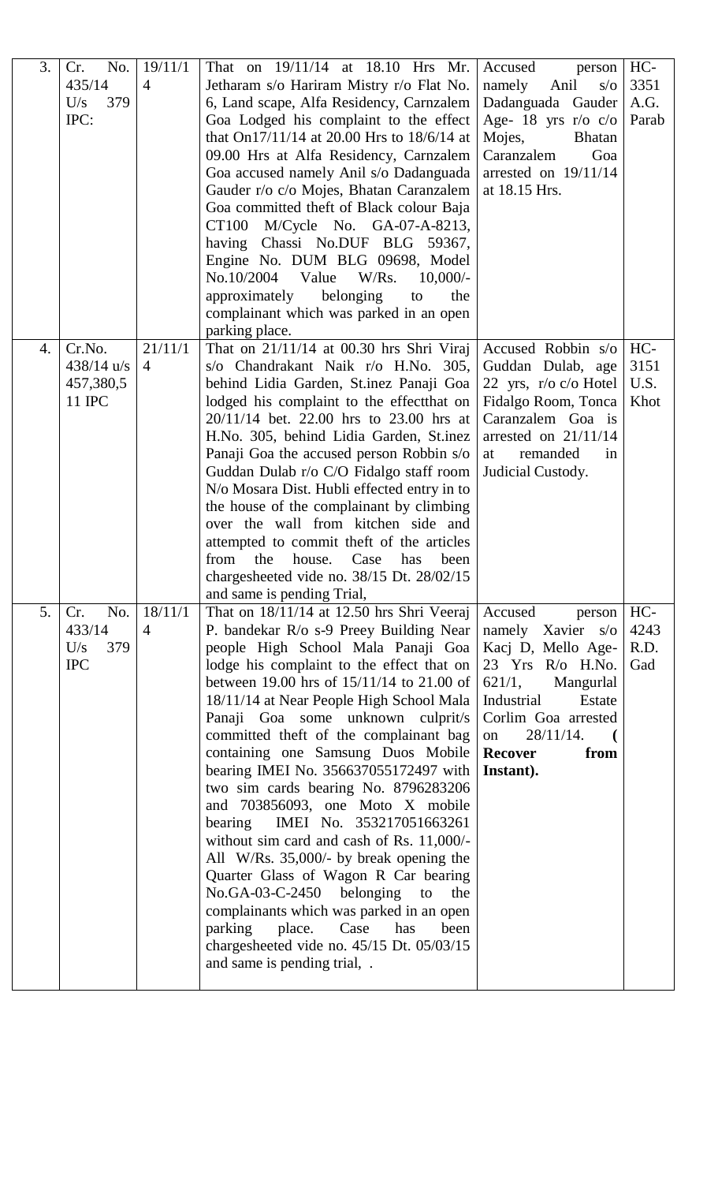| 3. | Cr. No. 435/14 U/s 379 IPC: | 19/11/14 | That on 19/11/14 at 18.10 Hrs Mr. Jetharam s/o Hariram Mistry r/o Flat No. 6, Land scape, Alfa Residency, Carnzalem Goa Lodged his complaint to the effect that On17/11/14 at 20.00 Hrs to 18/6/14 at 09.00 Hrs at Alfa Residency, Carnzalem Goa accused namely Anil s/o Dadanguada Gauder r/o c/o Mojes, Bhatan Caranzalem Goa committed theft of Black colour Baja CT100 M/Cycle No. GA-07-A-8213, having Chassi No.DUF BLG 59367, Engine No. DUM BLG 09698, Model No.10/2004 Value W/Rs. 10,000/- approximately belonging to the complainant which was parked in an open parking place. | Accused person namely Anil s/o Dadanguada Gauder Age- 18 yrs r/o c/o Mojes, Bhatan Caranzalem Goa arrested on 19/11/14 at 18.15 Hrs. | HC-3351 A.G. Parab |
|---|---|---|---|---|---|
| 4. | Cr.No. 438/14 u/s 457,380,511 IPC | 21/11/14 | That on 21/11/14 at 00.30 hrs Shri Viraj s/o Chandrakant Naik r/o H.No. 305, behind Lidia Garden, St.inez Panaji Goa lodged his complaint to the effectthat on 20/11/14 bet. 22.00 hrs to 23.00 hrs at H.No. 305, behind Lidia Garden, St.inez Panaji Goa the accused person Robbin s/o Guddan Dulab r/o C/O Fidalgo staff room N/o Mosara Dist. Hubli effected entry in to the house of the complainant by climbing over the wall from kitchen side and attempted to commit theft of the articles from the house. Case has been chargesheeted vide no. 38/15 Dt. 28/02/15 and same is pending Trial, | Accused Robbin s/o Guddan Dulab, age 22 yrs, r/o c/o Hotel Fidalgo Room, Tonca Caranzalem Goa is arrested on 21/11/14 at remanded in Judicial Custody. | HC-3151 U.S. Khot |
| 5. | Cr. No. 433/14 U/s 379 IPC | 18/11/14 | That on 18/11/14 at 12.50 hrs Shri Veeraj P. bandekar R/o s-9 Preey Building Near people High School Mala Panaji Goa lodge his complaint to the effect that on between 19.00 hrs of 15/11/14 to 21.00 of 18/11/14 at Near People High School Mala Panaji Goa some unknown culprit/s committed theft of the complainant bag containing one Samsung Duos Mobile bearing IMEI No. 356637055172497 with two sim cards bearing No. 8796283206 and 703856093, one Moto X mobile bearing IMEI No. 353217051663261 without sim card and cash of Rs. 11,000/- All W/Rs. 35,000/- by break opening the Quarter Glass of Wagon R Car bearing No.GA-03-C-2450 belonging to the complainants which was parked in an open parking place. Case has been chargesheeted vide no. 45/15 Dt. 05/03/15 and same is pending trial, . | Accused person namely Xavier s/o Kacj D, Mello Age- 23 Yrs R/o H.No. 621/1, Mangurlal Industrial Estate Corlim Goa arrested on 28/11/14. **( Recover from Instant).** | HC-4243 R.D. Gad |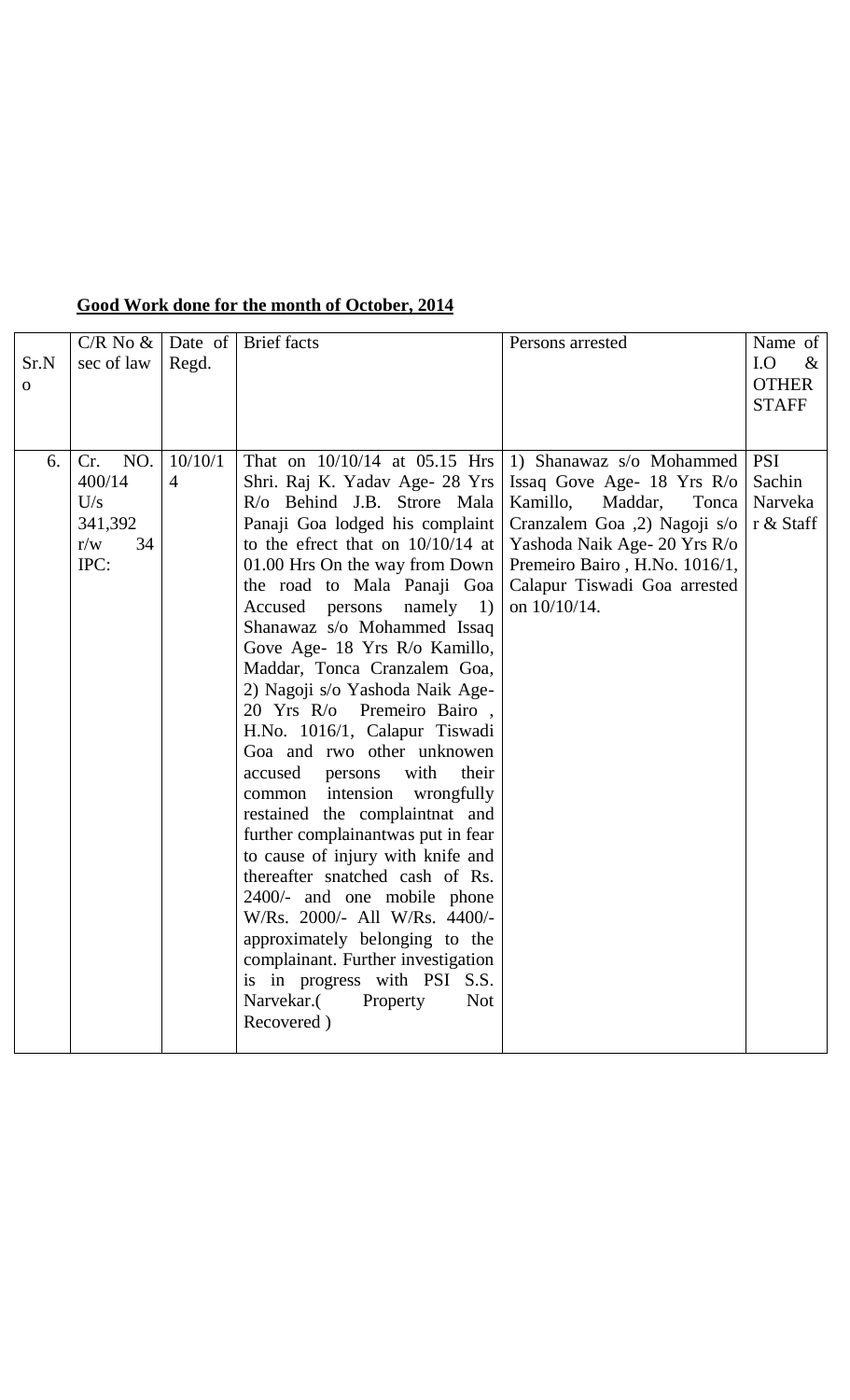**Good Work done for the month of October, 2014**

| Sr.No | C/R No & sec of law | Date of Regd. | Brief facts | Persons arrested | Name of I.O & OTHER STAFF |
|---|---|---|---|---|---|
| 6. | Cr. NO. 400/14 U/s 341,392 r/w 34 IPC: | 10/10/14 | That on 10/10/14 at 05.15 Hrs Shri. Raj K. Yadav Age- 28 Yrs R/o Behind J.B. Strore Mala Panaji Goa lodged his complaint to the efrect that on 10/10/14 at 01.00 Hrs On the way from Down the road to Mala Panaji Goa Accused persons namely 1) Shanawaz s/o Mohammed Issaq Gove Age- 18 Yrs R/o Kamillo, Maddar, Tonca Cranzalem Goa, 2) Nagoji s/o Yashoda Naik Age- 20 Yrs R/o Premeiro Bairo , H.No. 1016/1, Calapur Tiswadi Goa and rwo other unknowen accused persons with their common intension wrongfully restained the complaintnat and further complainantwas put in fear to cause of injury with knife and thereafter snatched cash of Rs. 2400/- and one mobile phone W/Rs. 2000/- All W/Rs. 4400/- approximately belonging to the complainant. Further investigation is in progress with PSI S.S. Narvekar.( Property Not Recovered ) | 1) Shanawaz s/o Mohammed Issaq Gove Age- 18 Yrs R/o Kamillo, Maddar, Tonca Cranzalem Goa ,2) Nagoji s/o Yashoda Naik Age- 20 Yrs R/o Premeiro Bairo , H.No. 1016/1, Calapur Tiswadi Goa arrested on 10/10/14. | PSI Sachin Narvekar & Staff |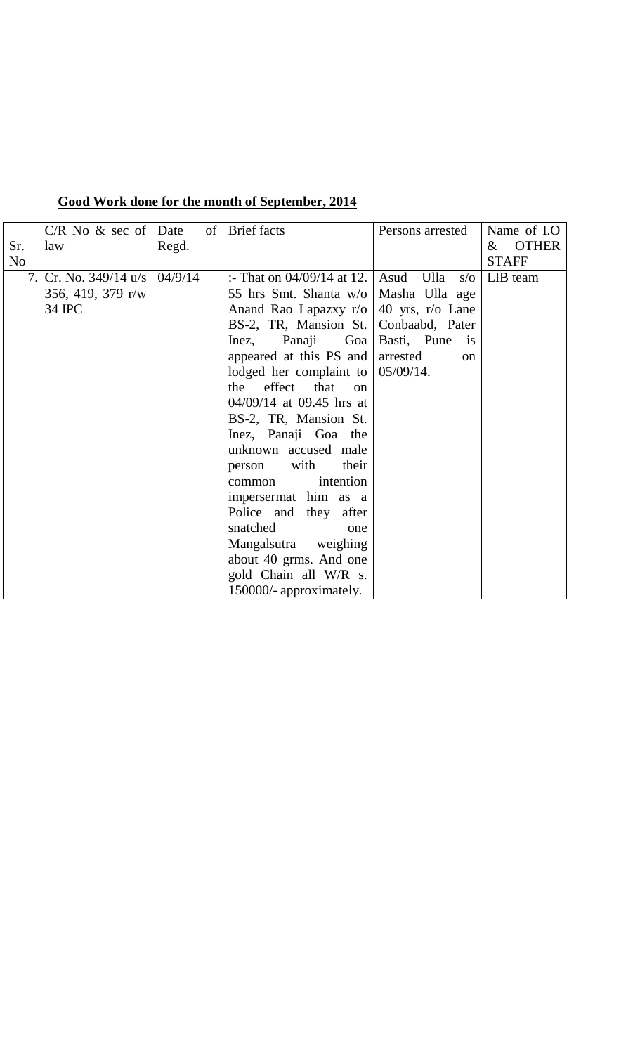**Good Work done for the month of September, 2014**

| Sr. No | C/R No & sec of law | Date of Regd. | Brief facts | Persons arrested | Name of I.O & OTHER STAFF |
|---|---|---|---|---|---|
| 7. | Cr. No. 349/14 u/s 356, 419, 379 r/w 34 IPC | 04/9/14 | :- That on 04/09/14 at 12. 55 hrs Smt. Shanta w/o Anand Rao Lapazxy r/o BS-2, TR, Mansion St. Inez, Panaji Goa appeared at this PS and lodged her complaint to the effect that on 04/09/14 at 09.45 hrs at BS-2, TR, Mansion St. Inez, Panaji Goa the unknown accused male person with their common intention impersermat him as a Police and they after snatched one Mangalsutra weighing about 40 grms. And one gold Chain all W/R s. 150000/- approximately. | Asud Ulla s/o Masha Ulla age 40 yrs, r/o Lane Conbaabd, Pater Basti, Pune is arrested on 05/09/14. | LIB team |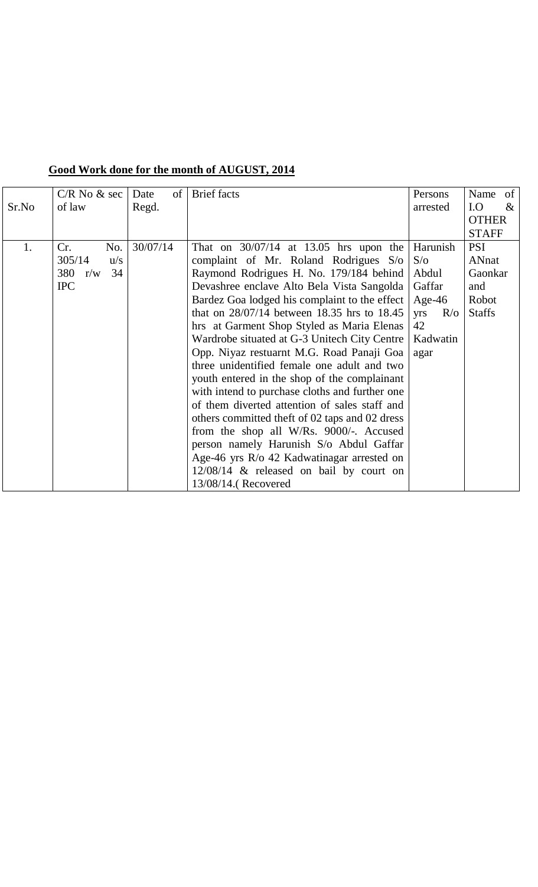**Good Work done for the month of AUGUST, 2014**

| Sr.No | C/R No & sec of law | Date of Regd. | Brief facts | Persons arrested | Name of I.O & OTHER STAFF |
|---|---|---|---|---|---|
| 1. | Cr. No. 305/14 u/s 380 r/w 34 IPC | 30/07/14 | That on 30/07/14 at 13.05 hrs upon the complaint of Mr. Roland Rodrigues S/o Raymond Rodrigues H. No. 179/184 behind Devashree enclave Alto Bela Vista Sangolda Bardez Goa lodged his complaint to the effect that on 28/07/14 between 18.35 hrs to 18.45 hrs at Garment Shop Styled as Maria Elenas Wardrobe situated at G-3 Unitech City Centre Opp. Niyaz restuarnt M.G. Road Panaji Goa three unidentified female one adult and two youth entered in the shop of the complainant with intend to purchase cloths and further one of them diverted attention of sales staff and others committed theft of 02 taps and 02 dress from the shop all W/Rs. 9000/-. Accused person namely Harunish S/o Abdul Gaffar Age-46 yrs R/o 42 Kadwatinagar arrested on 12/08/14 & released on bail by court on 13/08/14.( Recovered | Harunish S/o Abdul Gaffar Age-46 yrs R/o 42 Kadwatin agar | PSI ANnat Gaonkar and Robot Staffs |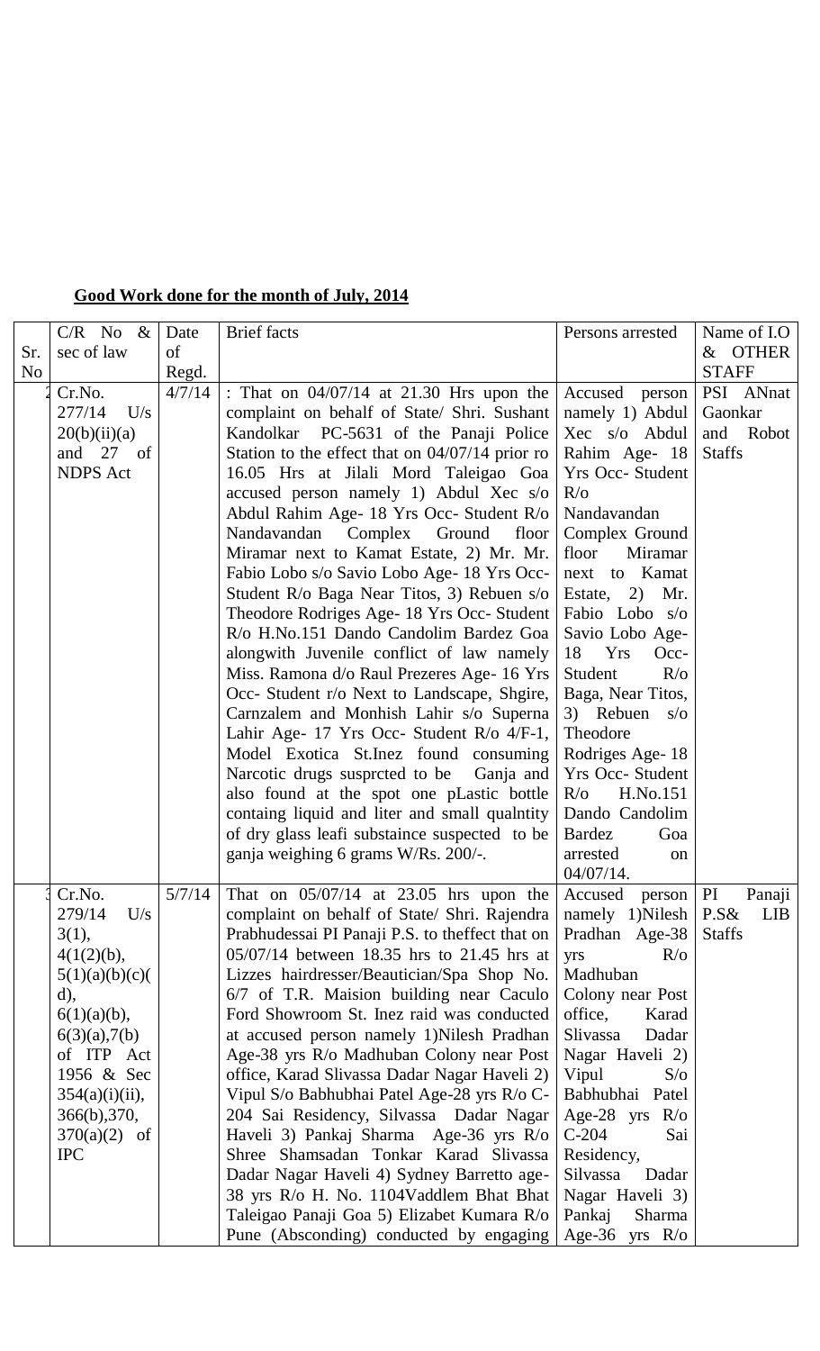**Good Work done for the month of July, 2014**

| Sr. No | C/R No & sec of law | Date of Regd. | Brief facts | Persons arrested | Name of I.O & OTHER STAFF |
|---|---|---|---|---|---|
| 2 | Cr.No. 277/14 U/s 20(b)(ii)(a) and 27 of NDPS Act | 4/7/14 | : That on 04/07/14 at 21.30 Hrs upon the complaint on behalf of State/ Shri. Sushant Kandolkar PC-5631 of the Panaji Police Station to the effect that on 04/07/14 prior ro 16.05 Hrs at Jilali Mord Taleigao Goa accused person namely 1) Abdul Xec s/o Abdul Rahim Age- 18 Yrs Occ- Student R/o Nandavandan Complex Ground floor Miramar next to Kamat Estate, 2) Mr. Mr. Fabio Lobo s/o Savio Lobo Age- 18 Yrs Occ- Student R/o Baga Near Titos, 3) Rebuen s/o Theodore Rodriges Age- 18 Yrs Occ- Student R/o H.No.151 Dando Candolim Bardez Goa alongwith Juvenile conflict of law namely Miss. Ramona d/o Raul Prezeres Age- 16 Yrs Occ- Student r/o Next to Landscape, Shgire, Carnzalem and Monhish Lahir s/o Superna Lahir Age- 17 Yrs Occ- Student R/o 4/F-1, Model Exotica St.Inez found consuming Narcotic drugs susprcted to be Ganja and also found at the spot one pLastic bottle containg liquid and liter and small qualntity of dry glass leafi substaince suspected to be ganja weighing 6 grams W/Rs. 200/-. | Accused person namely 1) Abdul Xec s/o Abdul Rahim Age- 18 Yrs Occ- Student R/o Nandavandan Complex Ground floor Miramar next to Kamat Estate, 2) Mr. Fabio Lobo s/o Savio Lobo Age- 18 Yrs Occ- Student R/o Baga, Near Titos, 3) Rebuen s/o Theodore Rodriges Age- 18 Yrs Occ- Student R/o H.No.151 Dando Candolim Bardez Goa arrested on 04/07/14. | PSI ANnat Gaonkar and Robot Staffs |
| 3 | Cr.No. 279/14 U/s 3(1), 4(1(2)(b), 5(1)(a)(b)(c)(d), 6(1)(a)(b), 6(3)(a),7(b) of ITP Act 1956 & Sec 354(a)(i)(ii), 366(b),370, 370(a)(2) of IPC | 5/7/14 | That on 05/07/14 at 23.05 hrs upon the complaint on behalf of State/ Shri. Rajendra Prabhudessai PI Panaji P.S. to theffect that on 05/07/14 between 18.35 hrs to 21.45 hrs at Lizzes hairdresser/Beautician/Spa Shop No. 6/7 of T.R. Maision building near Caculo Ford Showroom St. Inez raid was conducted at accused person namely 1)Nilesh Pradhan Age-38 yrs R/o Madhuban Colony near Post office, Karad Slivassa Dadar Nagar Haveli 2) Vipul S/o Babhubhai Patel Age-28 yrs R/o C-204 Sai Residency, Silvassa Dadar Nagar Haveli 3) Pankaj Sharma Age-36 yrs R/o Shree Shamsadan Tonkar Karad Slivassa Dadar Nagar Haveli 4) Sydney Barretto age-38 yrs R/o H. No. 1104Vaddlem Bhat Bhat Taleigao Panaji Goa 5) Elizabet Kumara R/o Pune (Absconding) conducted by engaging | Accused person namely 1)Nilesh Pradhan Age-38 yrs R/o Madhuban Colony near Post office, Karad Slivassa Dadar Nagar Haveli 2) Vipul S/o Babhubhai Patel Age-28 yrs R/o C-204 Sai Residency, Silvassa Dadar Nagar Haveli 3) Pankaj Sharma Age-36 yrs R/o | PI Panaji P.S& LIB Staffs |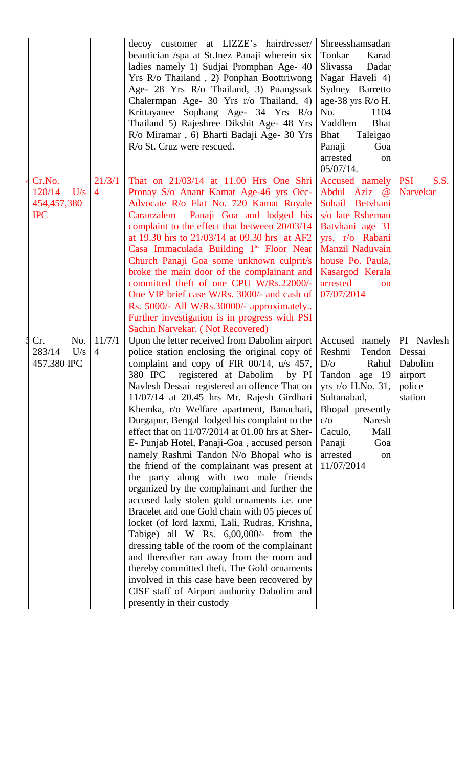| | | | | |
|---|---|---|---|---|
| | | decoy customer at LIZZE's hairdresser/ beautician /spa at St.Inez Panaji wherein six ladies namely 1) Sudjai Promphan Age- 40 Yrs R/o Thailand , 2) Ponphan Boottriwong Age- 28 Yrs R/o Thailand, 3) Puangssuk Chalermpan Age- 30 Yrs r/o Thailand, 4) Krittayanee Sophang Age- 34 Yrs R/o Thailand 5) Rajeshree Dikshit Age- 48 Yrs R/o Miramar , 6) Bharti Badaji Age- 30 Yrs R/o St. Cruz were rescued. | Shreesshamsadan Tonkar Karad Slivassa Dadar Nagar Haveli 4) Sydney Barretto age-38 yrs R/o H. No. 1104 Vaddlem Bhat Bhat Taleigao Panaji Goa arrested on 05/07/14. | |
| 4 | Cr.No. 120/14 U/s 454,457,380 IPC | 21/3/14 | That on 21/03/14 at 11.00 Hrs One Shri Pronay S/o Anant Kamat Age-46 yrs Occ- Advocate R/o Flat No. 720 Kamat Royale Caranzalem Panaji Goa and lodged his complaint to the effect that between 20/03/14 at 19.30 hrs to 21/03/14 at 09.30 hrs at AF2 Casa Immaculada Building 1st Floor Near Church Panaji Goa some unknown culprit/s broke the main door of the complainant and committed theft of one CPU W/Rs.22000/- One VIP brief case W/Rs. 3000/- and cash of Rs. 5000/- All W/Rs.30000/- approximately.. Further investigation is in progress with PSI Sachin Narvekar. ( Not Recovered) | Accused namely Abdul Aziz @ Sohail Betvhani s/o late Rsheman Batvhani age 31 yrs, r/o Rabani Manzil Naduvain house Po. Paula, Kasargod Kerala arrested on 07/07/2014 | PSI S.S. Narvekar |
| 5 | Cr. No. 283/14 U/s 457,380 IPC | 11/7/14 | Upon the letter received from Dabolim airport police station enclosing the original copy of complaint and copy of FIR 00/14, u/s 457, 380 IPC registered at Dabolim by PI Navlesh Dessai registered an offence That on 11/07/14 at 20.45 hrs Mr. Rajesh Girdhari Khemka, r/o Welfare apartment, Banachati, Durgapur, Bengal lodged his complaint to the effect that on 11/07/2014 at 01.00 hrs at Sher- E- Punjab Hotel, Panaji-Goa , accused person namely Rashmi Tandon N/o Bhopal who is the friend of the complainant was present at the party along with two male friends organized by the complainant and further the accused lady stolen gold ornaments i.e. one Bracelet and one Gold chain with 05 pieces of locket (of lord laxmi, Lali, Rudras, Krishna, Tabige) all W Rs. 6,00,000/- from the dressing table of the room of the complainant and thereafter ran away from the room and thereby committed theft. The Gold ornaments involved in this case have been recovered by CISF staff of Airport authority Dabolim and presently in their custody | Accused namely Reshmi Tendon D/o Rahul Tandon age 19 yrs r/o H.No. 31, Sultanabad, Bhopal presently c/o Naresh Caculo, Mall Panaji Goa arrested on 11/07/2014 | PI Navlesh Dessai Dabolim airport police station |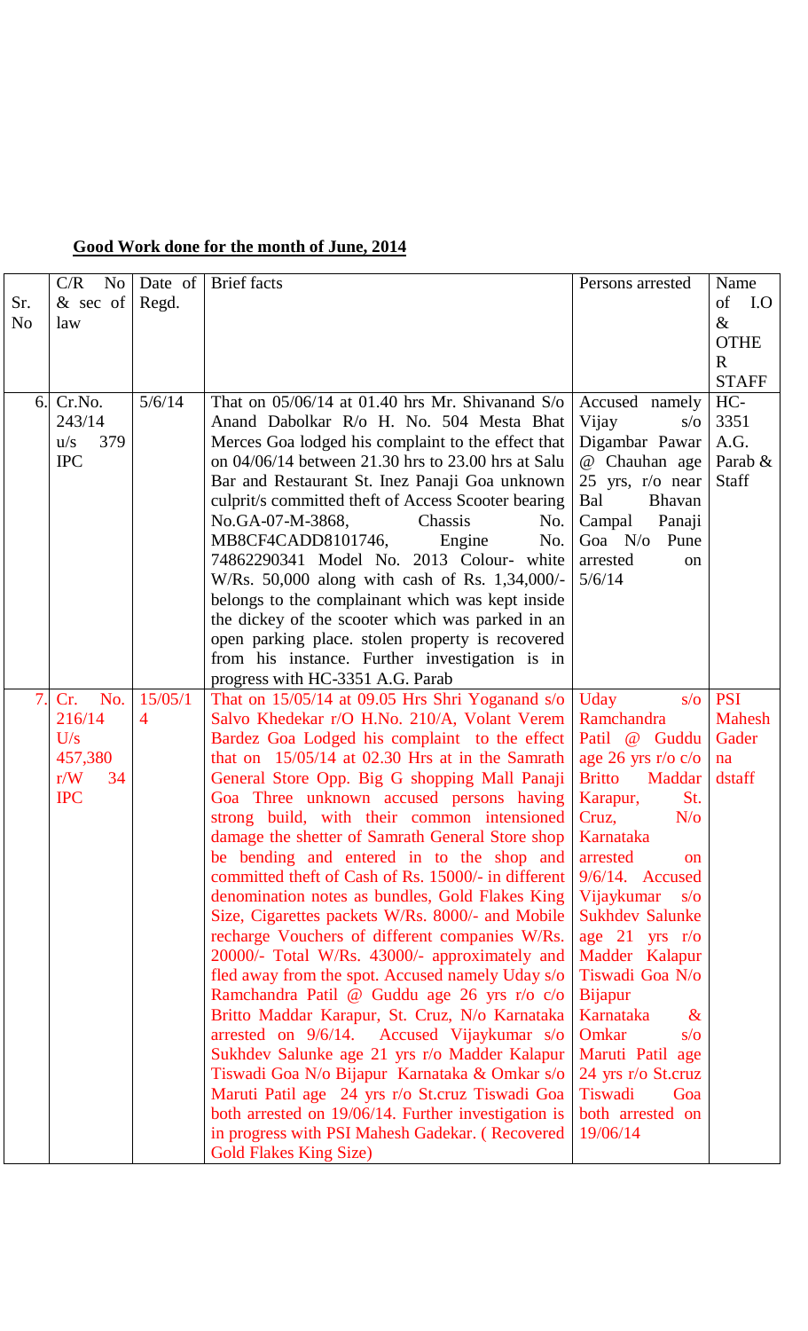**Good Work done for the month of June, 2014**

| Sr. No | C/R No & sec of law | Date of Regd. | Brief facts | Persons arrested | Name of I.O & OTHER STAFF |
|---|---|---|---|---|---|
| 6. | Cr.No. 243/14 u/s 379 IPC | 5/6/14 | That on 05/06/14 at 01.40 hrs Mr. Shivanand S/o Anand Dabolkar R/o H. No. 504 Mesta Bhat Merces Goa lodged his complaint to the effect that on 04/06/14 between 21.30 hrs to 23.00 hrs at Salu Bar and Restaurant St. Inez Panaji Goa unknown culprit/s committed theft of Access Scooter bearing No.GA-07-M-3868, Chassis No. MB8CF4CADD8101746, Engine No. 74862290341 Model No. 2013 Colour- white W/Rs. 50,000 along with cash of Rs. 1,34,000/- belongs to the complainant which was kept inside the dickey of the scooter which was parked in an open parking place. stolen property is recovered from his instance. Further investigation is in progress with HC-3351 A.G. Parab | Accused namely Vijay s/o Digambar Pawar @ Chauhan age 25 yrs, r/o near Bal Bhavan Campal Panaji Goa N/o Pune arrested on 5/6/14 | HC-3351 A.G. Parab & Staff |
| 7. | Cr. No. 216/14 U/s 457,380 r/W 34 IPC | 15/05/14 | That on 15/05/14 at 09.05 Hrs Shri Yoganand s/o Salvo Khedekar r/O H.No. 210/A, Volant Verem Bardez Goa Lodged his complaint to the effect that on 15/05/14 at 02.30 Hrs at in the Samrath General Store Opp. Big G shopping Mall Panaji Goa Three unknown accused persons having strong build, with their common intensioned damage the shetter of Samrath General Store shop be bending and entered in to the shop and committed theft of Cash of Rs. 15000/- in different denomination notes as bundles, Gold Flakes King Size, Cigarettes packets W/Rs. 8000/- and Mobile recharge Vouchers of different companies W/Rs. 20000/- Total W/Rs. 43000/- approximately and fled away from the spot. Accused namely Uday s/o Ramchandra Patil @ Guddu age 26 yrs r/o c/o Britto Maddar Karapur, St. Cruz, N/o Karnataka arrested on 9/6/14. Accused Vijaykumar s/o Sukhdev Salunke age 21 yrs r/o Madder Kalapur Tiswadi Goa N/o Bijapur Karnataka & Omkar s/o Maruti Patil age 24 yrs r/o St.cruz Tiswadi Goa both arrested on 19/06/14. Further investigation is in progress with PSI Mahesh Gadekar. ( Recovered Gold Flakes King Size) | Uday s/o Ramchandra Patil @ Guddu age 26 yrs r/o c/o Britto Maddar Karapur, St. Cruz, N/o Karnataka arrested on 9/6/14. Accused Vijaykumar s/o Sukhdev Salunke age 21 yrs r/o Madder Kalapur Tiswadi Goa N/o Bijapur Karnataka & Omkar s/o Maruti Patil age 24 yrs r/o St.cruz Tiswadi Goa both arrested on 19/06/14 | PSI Mahesh Gader na dstaff |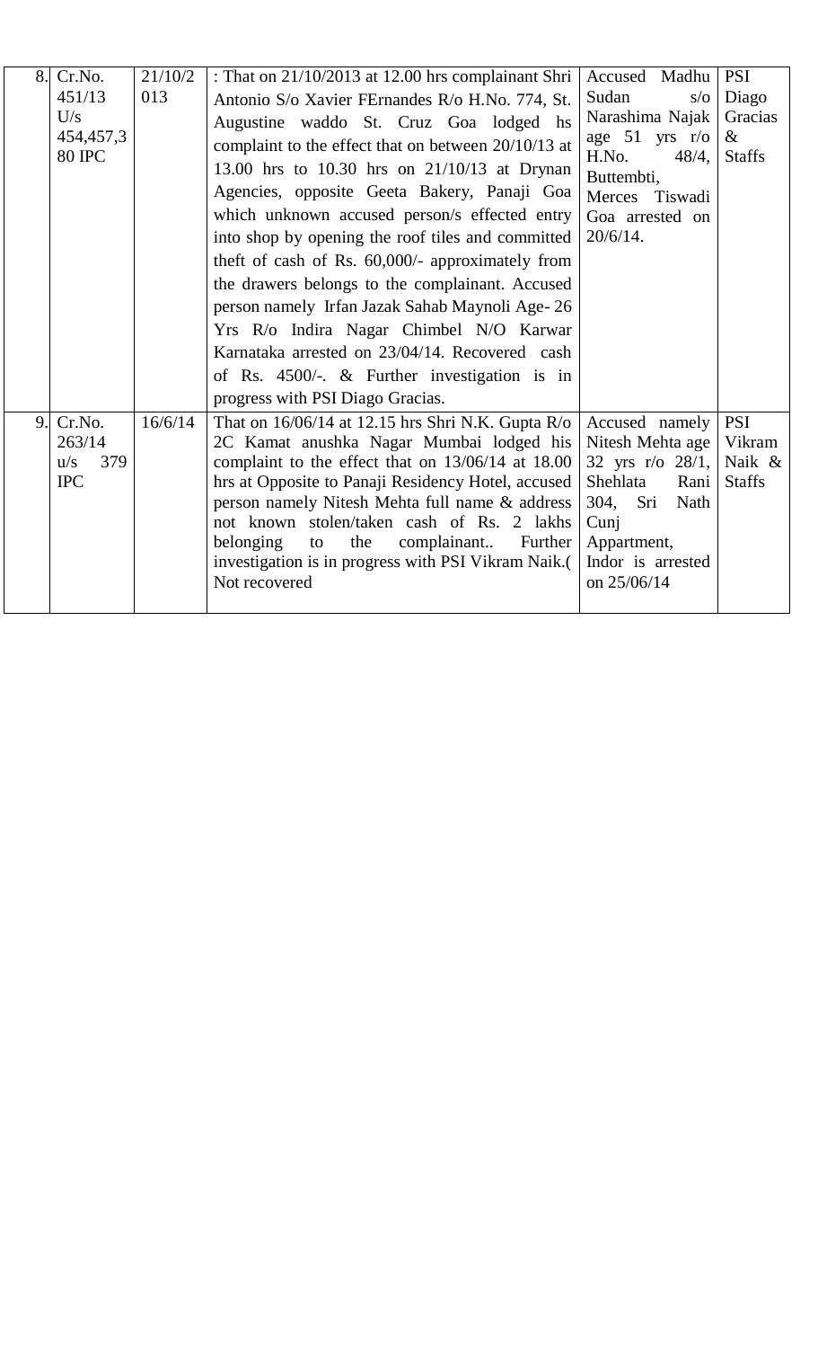| 8. | Cr.No. 451/13 U/s 454,457,380 IPC | 21/10/2013 | : That on 21/10/2013 at 12.00 hrs complainant Shri Antonio S/o Xavier FErnandes R/o H.No. 774, St. Augustine waddo St. Cruz Goa lodged hs complaint to the effect that on between 20/10/13 at 13.00 hrs to 10.30 hrs on 21/10/13 at Drynan Agencies, opposite Geeta Bakery, Panaji Goa which unknown accused person/s effected entry into shop by opening the roof tiles and committed theft of cash of Rs. 60,000/- approximately from the drawers belongs to the complainant. Accused person namely Irfan Jazak Sahab Maynoli Age- 26 Yrs R/o Indira Nagar Chimbel N/O Karwar Karnataka arrested on 23/04/14. Recovered cash of Rs. 4500/-. & Further investigation is in progress with PSI Diago Gracias. | Accused Madhu Sudan s/o Narashima Najak age 51 yrs r/o H.No. 48/4, Buttembti, Merces Tiswadi Goa arrested on 20/6/14. | PSI Diago Gracias & Staffs |
|---|---|---|---|---|---|
| 9. | Cr.No. 263/14 u/s 379 IPC | 16/6/14 | That on 16/06/14 at 12.15 hrs Shri N.K. Gupta R/o 2C Kamat anushka Nagar Mumbai lodged his complaint to the effect that on 13/06/14 at 18.00 hrs at Opposite to Panaji Residency Hotel, accused person namely Nitesh Mehta full name & address not known stolen/taken cash of Rs. 2 lakhs belonging to the complainant.. Further investigation is in progress with PSI Vikram Naik.( Not recovered | Accused namely Nitesh Mehta age 32 yrs r/o 28/1, Shehlata Rani 304, Sri Nath Cunj Appartment, Indor is arrested on 25/06/14 | PSI Vikram Naik & Staffs |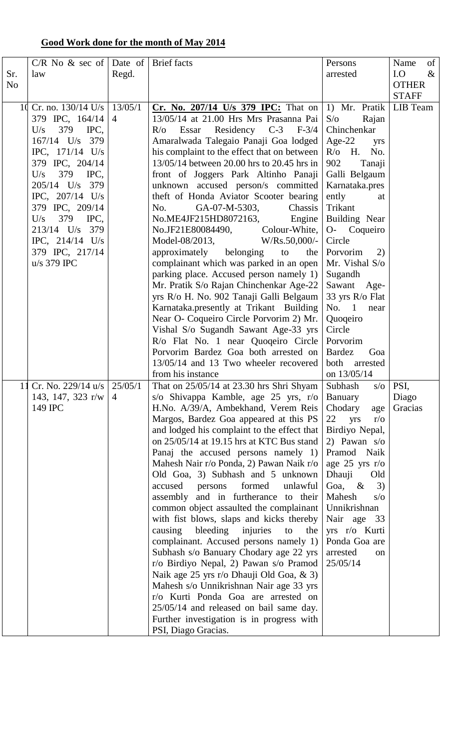## **Good Work done for the month of May 2014**

| Sr. No | C/R No & sec of law | Date of Regd. | Brief facts | Persons arrested | Name of I.O & OTHER STAFF |
|---|---|---|---|---|---|
| 10 | Cr. no. 130/14 U/s 379 IPC, 164/14 U/s 379 IPC, 167/14 U/s 379 IPC, 171/14 U/s 379 IPC, 204/14 U/s 379 IPC, 205/14 U/s 379 IPC, 207/14 U/s 379 IPC, 209/14 U/s 379 IPC, 213/14 U/s 379 IPC, 214/14 U/s 379 IPC, 217/14 u/s 379 IPC | 13/05/14 | **Cr. No. 207/14 U/s 379 IPC:** That on 13/05/14 at 21.00 Hrs Mrs Prasanna Pai R/o Essar Residency C-3 F-3/4 Amaralwada Talegaio Panaji Goa lodged his complaint to the effect that on between 13/05/14 between 20.00 hrs to 20.45 hrs in front of Joggers Park Altinho Panaji unknown accused person/s committed theft of Honda Aviator Scooter bearing No. GA-07-M-5303, Chassis No.ME4JF215HD8072163, Engine No.JF21E80084490, Colour-White, Model-08/2013, W/Rs.50,000/- approximately belonging to the complainant which was parked in an open parking place. Accused person namely 1) Mr. Pratik S/o Rajan Chinchenkar Age-22 yrs R/o H. No. 902 Tanaji Galli Belgaum Karnataka.presently at Trikant Building Near O- Coqueiro Circle Porvorim 2) Mr. Vishal S/o Sugandh Sawant Age-33 yrs R/o Flat No. 1 near Quoqeiro Circle Porvorim Bardez Goa both arrested on 13/05/14 and 13 Two wheeler recovered from his instance | 1) Mr. Pratik S/o Rajan Chinchenkar Age-22 yrs R/o H. No. 902 Tanaji Galli Belgaum Karnataka.presently at Trikant Building Near O- Coqueiro Circle Porvorim 2) Mr. Vishal S/o Sugandh Sawant Age-33 yrs R/o Flat No. 1 near Quoqeiro Circle Porvorim Bardez Goa both arrested on 13/05/14 | LIB Team |
| 11 | Cr. No. 229/14 u/s 143, 147, 323 r/w 149 IPC | 25/05/14 | That on 25/05/14 at 23.30 hrs Shri Shyam s/o Shivappa Kamble, age 25 yrs, r/o H.No. A/39/A, Ambekhand, Verem Reis Margos, Bardez Goa appeared at this PS and lodged his complaint to the effect that on 25/05/14 at 19.15 hrs at KTC Bus stand Panaj the accused persons namely 1) Mahesh Nair r/o Ponda, 2) Pawan Naik r/o Old Goa, 3) Subhash and 5 unknown accused persons formed unlawful assembly and in furtherance to their common object assaulted the complainant with fist blows, slaps and kicks thereby causing bleeding injuries to the complainant. Accused persons namely 1) Subhash s/o Banuary Chodary age 22 yrs r/o Birdiyo Nepal, 2) Pawan s/o Pramod Naik age 25 yrs r/o Dhauji Old Goa, & 3) Mahesh s/o Unnikrishnan Nair age 33 yrs r/o Kurti Ponda Goa are arrested on 25/05/14 and released on bail same day. Further investigation is in progress with PSI, Diago Gracias. | Subhash s/o Banuary Chodary age 22 yrs r/o Birdiyo Nepal, 2) Pawan s/o Pramod Naik age 25 yrs r/o Dhauji Old Goa, & 3) Mahesh s/o Unnikrishnan Nair age 33 yrs r/o Kurti Ponda Goa are arrested on 25/05/14 | PSI, Diago Gracias |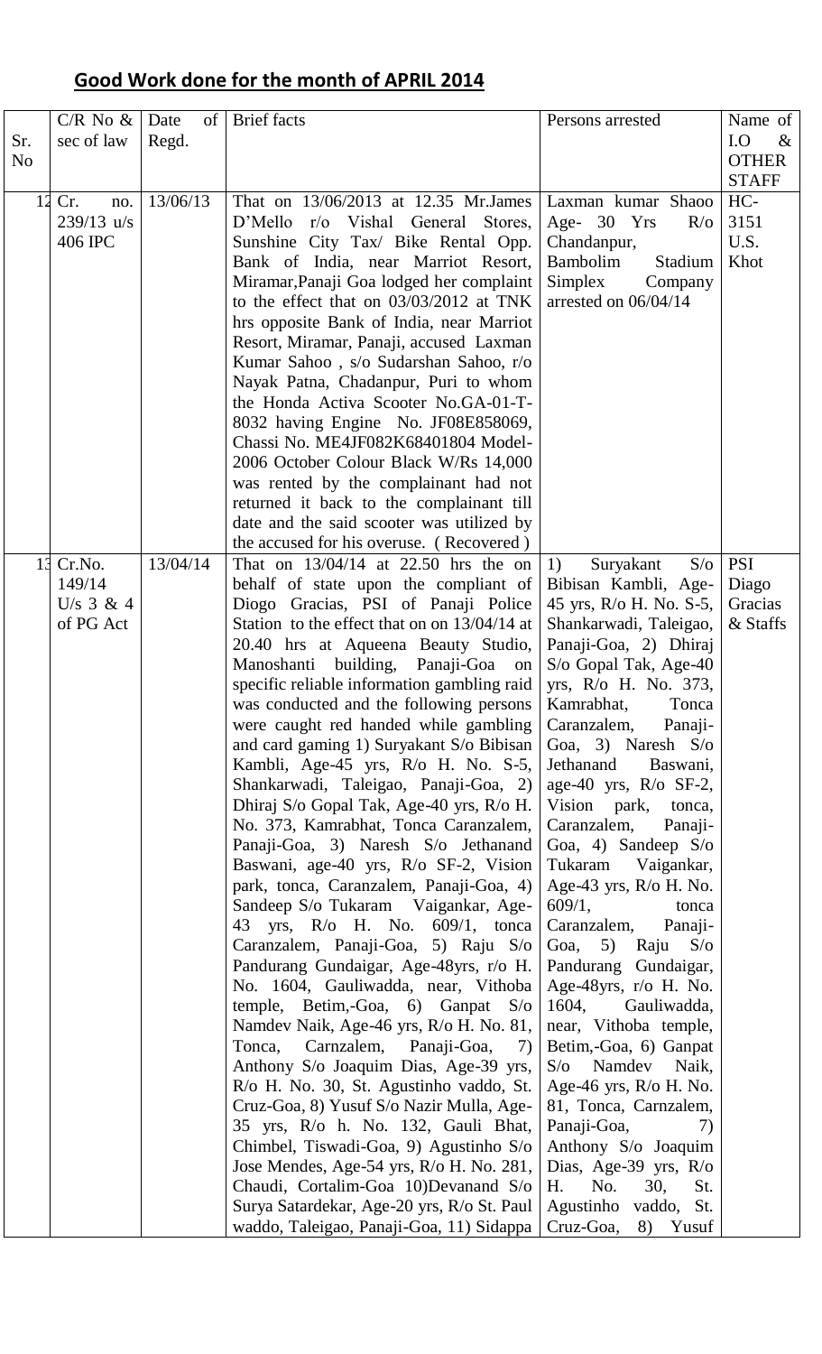## Good Work done for the month of APRIL 2014

| Sr. No | C/R No & sec of law | Date of Regd. | Brief facts | Persons arrested | Name of I.O & OTHER STAFF |
|---|---|---|---|---|---|
| 12 | Cr. no. 239/13 u/s 406 IPC | 13/06/13 | That on 13/06/2013 at 12.35 Mr.James D'Mello r/o Vishal General Stores, Sunshine City Tax/ Bike Rental Opp. Bank of India, near Marriot Resort, Miramar,Panaji Goa lodged her complaint to the effect that on 03/03/2012 at TNK hrs opposite Bank of India, near Marriot Resort, Miramar, Panaji, accused Laxman Kumar Sahoo , s/o Sudarshan Sahoo, r/o Nayak Patna, Chadanpur, Puri to whom the Honda Activa Scooter No.GA-01-T-8032 having Engine No. JF08E858069, Chassi No. ME4JF082K68401804 Model-2006 October Colour Black W/Rs 14,000 was rented by the complainant had not returned it back to the complainant till date and the said scooter was utilized by the accused for his overuse. ( Recovered ) | Laxman kumar Shaoo Age- 30 Yrs R/o Chandanpur, Bambolim Stadium Simplex Company arrested on 06/04/14 | HC-3151 U.S. Khot |
| 13 | Cr.No. 149/14 U/s 3 & 4 of PG Act | 13/04/14 | That on 13/04/14 at 22.50 hrs the on behalf of state upon the compliant of Diogo Gracias, PSI of Panaji Police Station to the effect that on 13/04/14 at 20.40 hrs at Aqueena Beauty Studio, Manoshanti building, Panaji-Goa on specific reliable information gambling raid was conducted and the following persons were caught red handed while gambling and card gaming 1) Suryakant S/o Bibisan Kambli, Age-45 yrs, R/o H. No. S-5, Shankarwadi, Taleigao, Panaji-Goa, 2) Dhiraj S/o Gopal Tak, Age-40 yrs, R/o H. No. 373, Kamrabhat, Tonca Caranzalem, Panaji-Goa, 3) Naresh S/o Jethanand Baswani, age-40 yrs, R/o SF-2, Vision park, tonca, Caranzalem, Panaji-Goa, 4) Sandeep S/o Tukaram Vaigankar, Age-43 yrs, R/o H. No. 609/1, tonca Caranzalem, Panaji-Goa, 5) Raju S/o Pandurang Gundaigar, Age-48yrs, r/o H. No. 1604, Gauliwadda, near, Vithoba temple, Betim,-Goa, 6) Ganpat S/o Namdev Naik, Age-46 yrs, R/o H. No. 81, Tonca, Carnzalem, Panaji-Goa, 7) Anthony S/o Joaquim Dias, Age-39 yrs, R/o H. No. 30, St. Agustinho vaddo, St. Cruz-Goa, 8) Yusuf S/o Nazir Mulla, Age-35 yrs, R/o h. No. 132, Gauli Bhat, Chimbel, Tiswadi-Goa, 9) Agustinho S/o Jose Mendes, Age-54 yrs, R/o H. No. 281, Chaudi, Cortalim-Goa 10)Devanand S/o Surya Satardekar, Age-20 yrs, R/o St. Paul waddo, Taleigao, Panaji-Goa, 11) Sidappa | 1) Suryakant S/o Bibisan Kambli, Age-45 yrs, R/o H. No. S-5, Shankarwadi, Taleigao, Panaji-Goa, 2) Dhiraj S/o Gopal Tak, Age-40 yrs, R/o H. No. 373, Kamrabhat, Tonca Caranzalem, Panaji-Goa, 3) Naresh S/o Jethanand Baswani, age-40 yrs, R/o SF-2, Vision park, tonca, Caranzalem, Panaji-Goa, 4) Sandeep S/o Tukaram Vaigankar, Age-43 yrs, R/o H. No. 609/1, tonca Caranzalem, Panaji-Goa, 5) Raju S/o Pandurang Gundaigar, Age-48yrs, r/o H. No. 1604, Gauliwadda, near, Vithoba temple, Betim,-Goa, 6) Ganpat S/o Namdev Naik, Age-46 yrs, R/o H. No. 81, Tonca, Carnzalem, Panaji-Goa, 7) Anthony S/o Joaquim Dias, Age-39 yrs, R/o H. No. 30, St. Agustinho vaddo, St. Cruz-Goa, 8) Yusuf | PSI Diago Gracias & Staffs |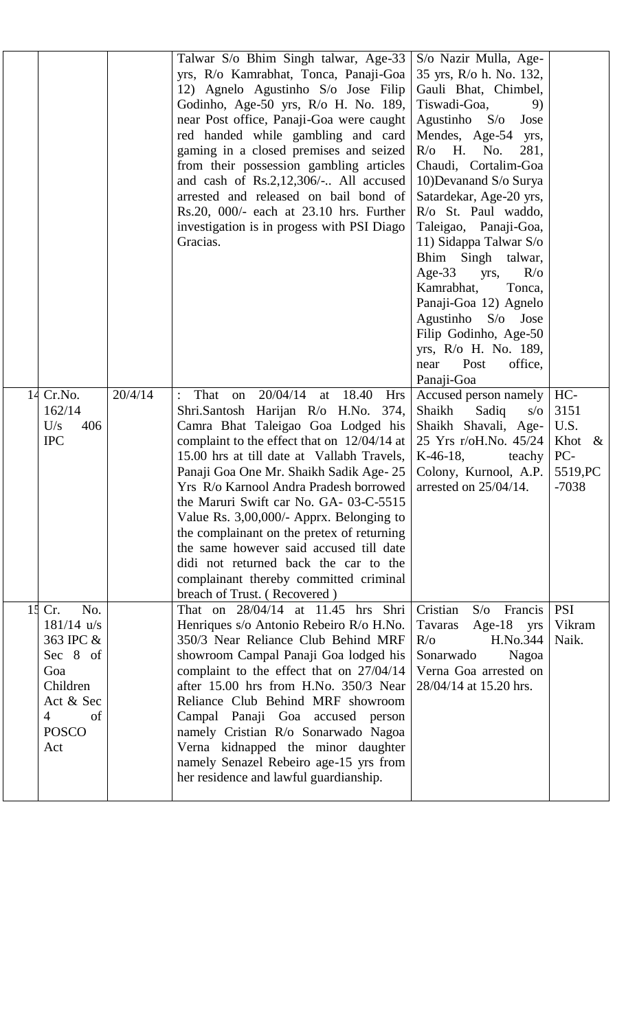|  |  |  | Talwar S/o Bhim Singh talwar, Age-33 yrs, R/o Kamrabhat, Tonca, Panaji-Goa 12) Agnelo Agustinho S/o Jose Filip Godinho, Age-50 yrs, R/o H. No. 189, near Post office, Panaji-Goa were caught red handed while gambling and card gaming in a closed premises and seized from their possession gambling articles and cash of Rs.2,12,306/-.. All accused arrested and released on bail bond of Rs.20, 000/- each at 23.10 hrs. Further investigation is in progess with PSI Diago Gracias. | S/o Nazir Mulla, Age-35 yrs, R/o h. No. 132, Gauli Bhat, Chimbel, Tiswadi-Goa, 9) Agustinho S/o Jose Mendes, Age-54 yrs, R/o H. No. 281, Chaudi, Cortalim-Goa 10)Devanand S/o Surya Satardekar, Age-20 yrs, R/o St. Paul waddo, Taleigao, Panaji-Goa, 11) Sidappa Talwar S/o Bhim Singh talwar, Age-33 yrs, R/o Kamrabhat, Tonca, Panaji-Goa 12) Agnelo Agustinho S/o Jose Filip Godinho, Age-50 yrs, R/o H. No. 189, near Post office, Panaji-Goa |  |
|---|---|---|---|---|---|
| 14 | Cr.No. 162/14 U/s 406 IPC | 20/4/14 | : That on 20/04/14 at 18.40 Hrs Shri.Santosh Harijan R/o H.No. 374, Camra Bhat Taleigao Goa Lodged his complaint to the effect that on 12/04/14 at 15.00 hrs at till date at Vallabh Travels, Panaji Goa One Mr. Shaikh Sadik Age- 25 Yrs R/o Karnool Andra Pradesh borrowed the Maruri Swift car No. GA- 03-C-5515 Value Rs. 3,00,000/- Apprx. Belonging to the complainant on the pretex of returning the same however said accused till date didi not returned back the car to the complainant thereby committed criminal breach of Trust. ( Recovered ) | Accused person namely Shaikh Sadiq s/o Shaikh Shavali, Age- 25 Yrs r/oH.No. 45/24 K-46-18, teachy Colony, Kurnool, A.P. arrested on 25/04/14. | HC-3151 U.S. Khot & PC-5519,PC -7038 |
| 15 | Cr. No. 181/14 u/s 363 IPC & Sec 8 of Goa Children Act & Sec 4 of POSCO Act |  | That on 28/04/14 at 11.45 hrs Shri Henriques s/o Antonio Rebeiro R/o H.No. 350/3 Near Reliance Club Behind MRF showroom Campal Panaji Goa lodged his complaint to the effect that on 27/04/14 after 15.00 hrs from H.No. 350/3 Near Reliance Club Behind MRF showroom Campal Panaji Goa accused person namely Cristian R/o Sonarwado Nagoa Verna kidnapped the minor daughter namely Senazel Rebeiro age-15 yrs from her residence and lawful guardianship. | Cristian S/o Francis Tavaras Age-18 yrs R/o H.No.344 Sonarwado Nagoa Verna Goa arrested on 28/04/14 at 15.20 hrs. | PSI Vikram Naik. |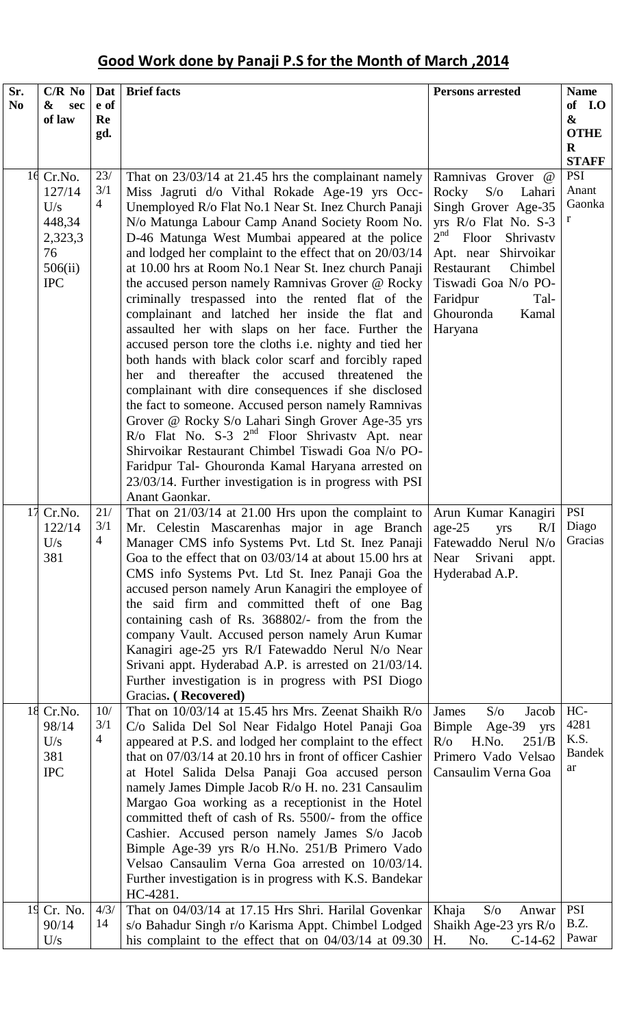## Good Work done by Panaji P.S for the Month of March ,2014

| Sr. No | C/R No & sec of law | Date of Regd. | Brief facts | Persons arrested | Name of I.O & OTHER STAFF |
|---|---|---|---|---|---|
| 16 | Cr.No. 127/14 U/s 448,342,323,376 506(ii) IPC | 23/3/14 | That on 23/03/14 at 21.45 hrs the complainant namely Miss Jagruti d/o Vithal Rokade Age-19 yrs Occ-Unemployed R/o Flat No.1 Near St. Inez Church Panaji N/o Matunga Labour Camp Anand Society Room No. D-46 Matunga West Mumbai appeared at the police and lodged her complaint to the effect that on 20/03/14 at 10.00 hrs at Room No.1 Near St. Inez church Panaji the accused person namely Ramnivas Grover @ Rocky criminally trespassed into the rented flat of the complainant and latched her inside the flat and assaulted her with slaps on her face. Further the accused person tore the cloths i.e. nighty and tied her both hands with black color scarf and forcibly raped her and thereafter the accused threatened the complainant with dire consequences if she disclosed the fact to someone. Accused person namely Ramnivas Grover @ Rocky S/o Lahari Singh Grover Age-35 yrs R/o Flat No. S-3 2nd Floor Shrivastv Apt. near Shirvoikar Restaurant Chimbel Tiswadi Goa N/o PO-Faridpur Tal- Ghouronda Kamal Haryana arrested on 23/03/14. Further investigation is in progress with PSI Anant Gaonkar. | Ramnivas Grover @ Rocky S/o Lahari Singh Grover Age-35 yrs R/o Flat No. S-3 2nd Floor Shrivastv Apt. near Shirvoikar Restaurant Chimbel Tiswadi Goa N/o PO-Faridpur Tal- Ghouronda Kamal Haryana | PSI Anant Gaonkar |
| 17 | Cr.No. 122/14 U/s 381 | 21/3/14 | That on 21/03/14 at 21.00 Hrs upon the complaint to Mr. Celestin Mascarenhas major in age Branch Manager CMS info Systems Pvt. Ltd St. Inez Panaji Goa to the effect that on 03/03/14 at about 15.00 hrs at CMS info Systems Pvt. Ltd St. Inez Panaji Goa the accused person namely Arun Kanagiri the employee of the said firm and committed theft of one Bag containing cash of Rs. 368802/- from the company Vault. Accused person namely Arun Kumar Kanagiri age-25 yrs R/I Fatewaddo Nerul N/o Near Srivani appt. Hyderabad A.P. is arrested on 21/03/14. Further investigation is in progress with PSI Diogo Gracias. **( Recovered)** | Arun Kumar Kanagiri age-25 yrs R/I Fatewaddo Nerul N/o Near Srivani appt. Hyderabad A.P. | PSI Diago Gracias |
| 18 | Cr.No. 98/14 U/s 381 IPC | 10/3/14 | That on 10/03/14 at 15.45 hrs Mrs. Zeenat Shaikh R/o C/o Salida Del Sol Near Fidalgo Hotel Panaji Goa appeared at P.S. and lodged her complaint to the effect that on 07/03/14 at 20.10 hrs in front of officer Cashier at Hotel Salida Delsa Panaji Goa accused person namely James Dimple Jacob R/o H. no. 231 Cansaulim Margao Goa working as a receptionist in the Hotel committed theft of cash of Rs. 5500/- from the office Cashier. Accused person namely James S/o Jacob Bimple Age-39 yrs R/o H.No. 251/B Primero Vado Velsao Cansaulim Verna Goa arrested on 10/03/14. Further investigation is in progress with K.S. Bandekar HC-4281. | James S/o Jacob Bimple Age-39 yrs R/o H.No. 251/B Primero Vado Velsao Cansaulim Verna Goa | HC-4281 K.S. Bandekar |
| 19 | Cr. No. 90/14 U/s | 4/3/14 | That on 04/03/14 at 17.15 Hrs Shri. Harilal Govenkar s/o Bahadur Singh r/o Karisma Appt. Chimbel Lodged his complaint to the effect that on 04/03/14 at 09.30 | Khaja S/o Anwar Shaikh Age-23 yrs R/o H. No. C-14-62 | PSI B.Z. Pawar |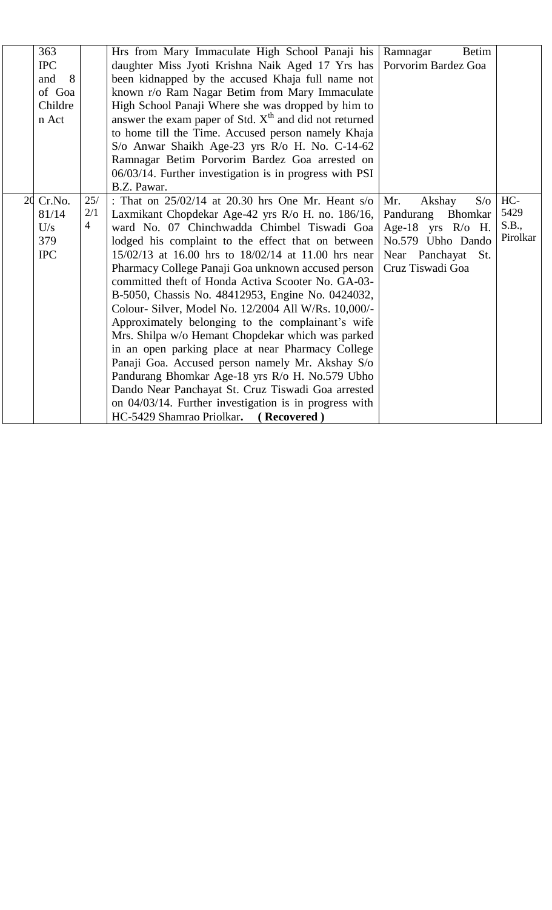| | | | | | |
|---|---|---|---|---|---|
| | 363 IPC and 8 of Goa Children Act | | Hrs from Mary Immaculate High School Panaji his daughter Miss Jyoti Krishna Naik Aged 17 Yrs has been kidnapped by the accused Khaja full name not known r/o Ram Nagar Betim from Mary Immaculate High School Panaji Where she was dropped by him to answer the exam paper of Std. X$^{th}$ and did not returned to home till the Time. Accused person namely Khaja S/o Anwar Shaikh Age-23 yrs R/o H. No. C-14-62 Ramnagar Betim Porvorim Bardez Goa arrested on 06/03/14. Further investigation is in progress with PSI B.Z. Pawar. | Ramnagar Betim Porvorim Bardez Goa | |
| 20 | Cr.No. 81/14 U/s 379 IPC | 25/2/14 | : That on 25/02/14 at 20.30 hrs One Mr. Heant s/o Laxmikant Chopdekar Age-42 yrs R/o H. no. 186/16, ward No. 07 Chinchwadda Chimbel Tiswadi Goa lodged his complaint to the effect that on between 15/02/13 at 16.00 hrs to 18/02/14 at 11.00 hrs near Pharmacy College Panaji Goa unknown accused person committed theft of Honda Activa Scooter No. GA-03-B-5050, Chassis No. 48412953, Engine No. 0424032, Colour- Silver, Model No. 12/2004 All W/Rs. 10,000/- Approximately belonging to the complainant's wife Mrs. Shilpa w/o Hemant Chopdekar which was parked in an open parking place at near Pharmacy College Panaji Goa. Accused person namely Mr. Akshay S/o Pandurang Bhomkar Age-18 yrs R/o H. No.579 Ubho Dando Near Panchayat St. Cruz Tiswadi Goa arrested on 04/03/14. Further investigation is in progress with HC-5429 Shamrao Priolkar. **( Recovered )** | Mr. Akshay S/o Pandurang Bhomkar Age-18 yrs R/o H. No.579 Ubho Dando Near Panchayat St. Cruz Tiswadi Goa | HC-5429 S.B., Pirolkar |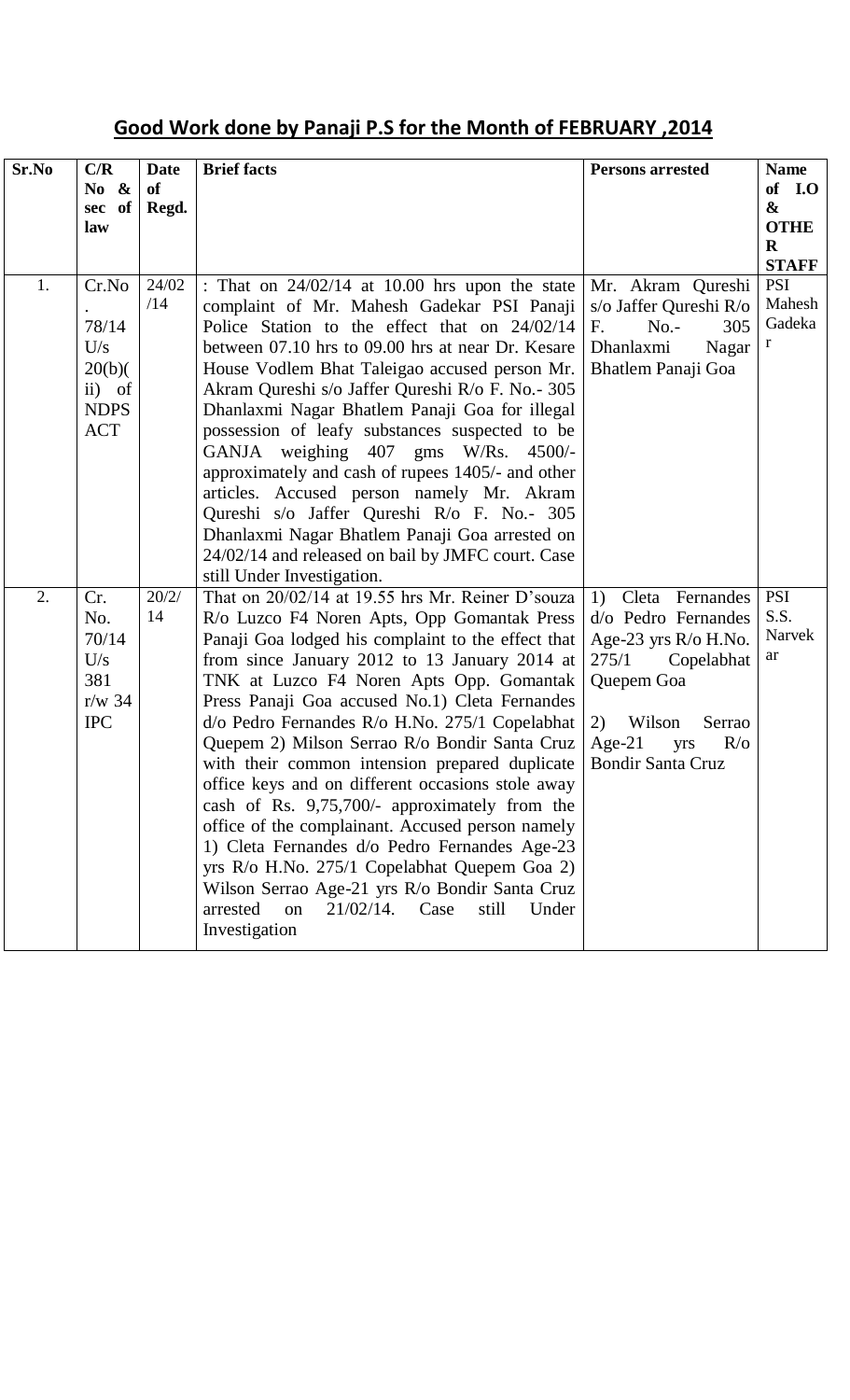## Good Work done by Panaji P.S for the Month of FEBRUARY ,2014

| Sr.No | C/R No & sec of law | Date of Regd. | Brief facts | Persons arrested | Name of I.O & OTHER STAFF |
|---|---|---|---|---|---|
| 1. | Cr.No. 78/14 U/s 20(b)(ii) of NDPS ACT | 24/02/14 | : That on 24/02/14 at 10.00 hrs upon the state complaint of Mr. Mahesh Gadekar PSI Panaji Police Station to the effect that on 24/02/14 between 07.10 hrs to 09.00 hrs at near Dr. Kesare House Vodlem Bhat Taleigao accused person Mr. Akram Qureshi s/o Jaffer Qureshi R/o F. No.- 305 Dhanlaxmi Nagar Bhatlem Panaji Goa for illegal possession of leafy substances suspected to be GANJA weighing 407 gms W/Rs. 4500/- approximately and cash of rupees 1405/- and other articles. Accused person namely Mr. Akram Qureshi s/o Jaffer Qureshi R/o F. No.- 305 Dhanlaxmi Nagar Bhatlem Panaji Goa arrested on 24/02/14 and released on bail by JMFC court. Case still Under Investigation. | Mr. Akram Qureshi s/o Jaffer Qureshi R/o F. No.- 305 Dhanlaxmi Nagar Bhatlem Panaji Goa | PSI Mahesh Gadekar |
| 2. | Cr. No. 70/14 U/s 381 r/w 34 IPC | 20/2/14 | That on 20/02/14 at 19.55 hrs Mr. Reiner D'souza R/o Luzco F4 Noren Apts, Opp Gomantak Press Panaji Goa lodged his complaint to the effect that from since January 2012 to 13 January 2014 at TNK at Luzco F4 Noren Apts Opp. Gomantak Press Panaji Goa accused No.1) Cleta Fernandes d/o Pedro Fernandes R/o H.No. 275/1 Copelabhat Quepem 2) Milson Serrao R/o Bondir Santa Cruz with their common intension prepared duplicate office keys and on different occasions stole away cash of Rs. 9,75,700/- approximately from the office of the complainant. Accused person namely 1) Cleta Fernandes d/o Pedro Fernandes Age-23 yrs R/o H.No. 275/1 Copelabhat Quepem Goa 2) Wilson Serrao Age-21 yrs R/o Bondir Santa Cruz arrested on 21/02/14. Case still Under Investigation | 1) Cleta Fernandes d/o Pedro Fernandes Age-23 yrs R/o H.No. 275/1 Copelabhat Quepem Goa<br><br>2) Wilson Serrao Age-21 yrs R/o Bondir Santa Cruz | PSI S.S. Narvekar |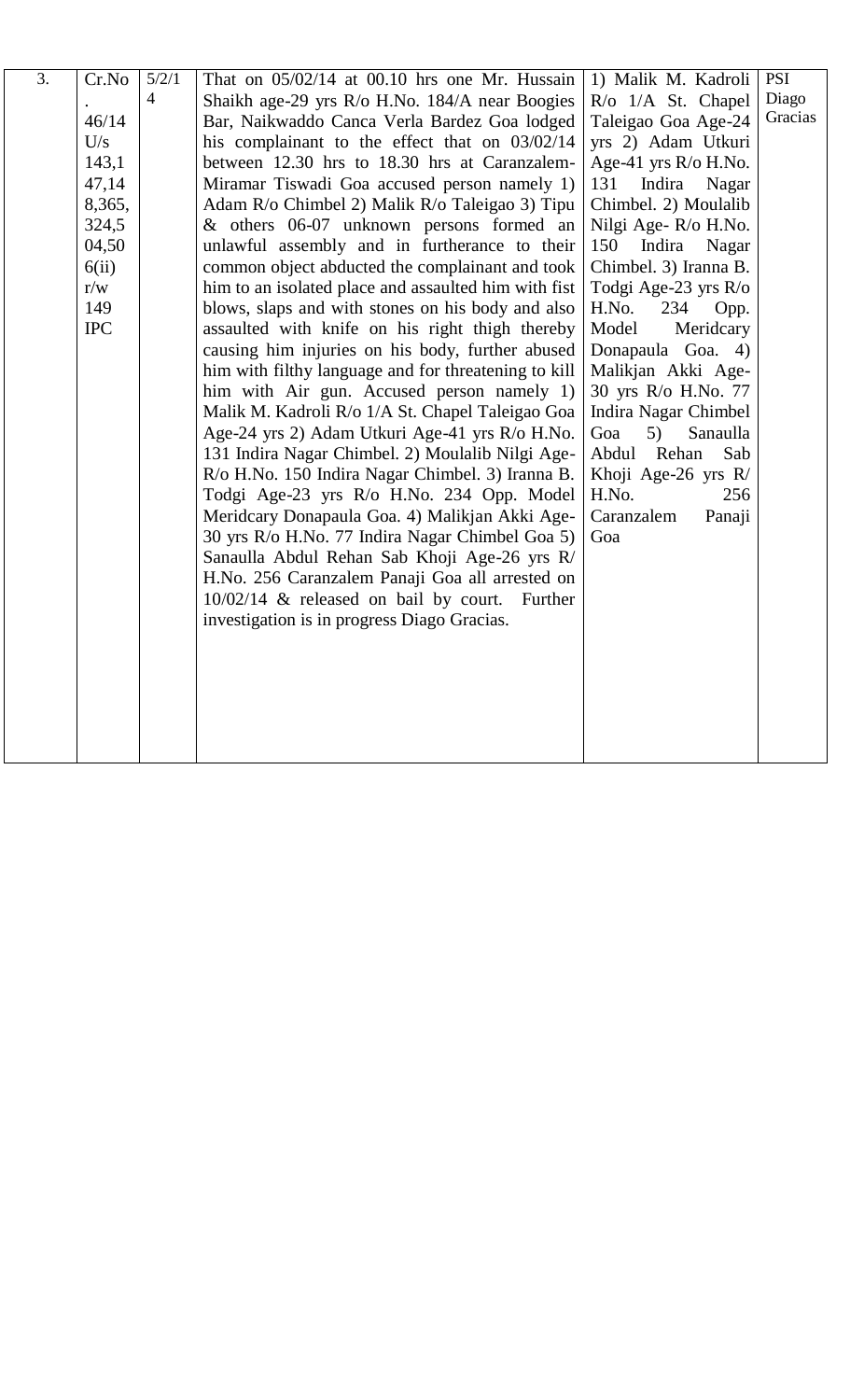| 3. | Cr.No. 46/14 U/s 143,147,148,365,324,504,506(ii) r/w 149 IPC | 5/2/14 | That on 05/02/14 at 00.10 hrs one Mr. Hussain Shaikh age-29 yrs R/o H.No. 184/A near Boogies Bar, Naikwaddo Canca Verla Bardez Goa lodged his complainant to the effect that on 03/02/14 between 12.30 hrs to 18.30 hrs at Caranzalem-Miramar Tiswadi Goa accused person namely 1) Adam R/o Chimbel 2) Malik R/o Taleigao 3) Tipu & others 06-07 unknown persons formed an unlawful assembly and in furtherance to their common object abducted the complainant and took him to an isolated place and assaulted him with fist blows, slaps and with stones on his body and also assaulted with knife on his right thigh thereby causing him injuries on his body, further abused him with filthy language and for threatening to kill him with Air gun. Accused person namely 1) Malik M. Kadroli R/o 1/A St. Chapel Taleigao Goa Age-24 yrs 2) Adam Utkuri Age-41 yrs R/o H.No. 131 Indira Nagar Chimbel. 2) Moulalib Nilgi Age- R/o H.No. 150 Indira Nagar Chimbel. 3) Iranna B. Todgi Age-23 yrs R/o H.No. 234 Opp. Model Meridcary Donapaula Goa. 4) Malikjan Akki Age-30 yrs R/o H.No. 77 Indira Nagar Chimbel Goa 5) Sanaulla Abdul Rehan Sab Khoji Age-26 yrs R/ H.No. 256 Caranzalem Panaji Goa all arrested on 10/02/14 & released on bail by court. Further investigation is in progress Diago Gracias. | 1) Malik M. Kadroli R/o 1/A St. Chapel Taleigao Goa Age-24 yrs 2) Adam Utkuri Age-41 yrs R/o H.No. 131 Indira Nagar Chimbel. 2) Moulalib Nilgi Age- R/o H.No. 150 Indira Nagar Chimbel. 3) Iranna B. Todgi Age-23 yrs R/o H.No. 234 Opp. Model Meridcary Donapaula Goa. 4) Malikjan Akki Age-30 yrs R/o H.No. 77 Indira Nagar Chimbel Goa 5) Sanaulla Abdul Rehan Sab Khoji Age-26 yrs R/ H.No. 256 Caranzalem Panaji Goa | PSI Diago Gracias |
|---|---|---|---|---|---|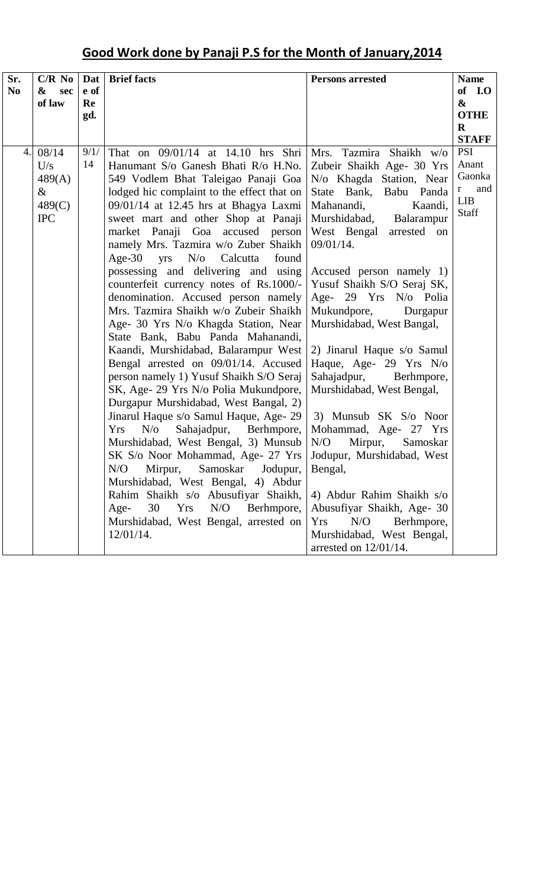## Good Work done by Panaji P.S for the Month of January,2014

| Sr. No | C/R No & sec of law | Date of Regd. | Brief facts | Persons arrested | Name of I.O & OTHER STAFF |
|---|---|---|---|---|---|
| 4. | 08/14 U/s 489(A) & 489(C) IPC | 9/1/14 | That on 09/01/14 at 14.10 hrs Shri Hanumant S/o Ganesh Bhati R/o H.No. 549 Vodlem Bhat Taleigao Panaji Goa lodged hic complaint to the effect that on 09/01/14 at 12.45 hrs at Bhagya Laxmi sweet mart and other Shop at Panaji market Panaji Goa accused person namely Mrs. Tazmira w/o Zuber Shaikh Age-30 yrs N/o Calcutta found possessing and delivering and using counterfeit currency notes of Rs.1000/- denomination. Accused person namely Mrs. Tazmira Shaikh w/o Zubeir Shaikh Age- 30 Yrs N/o Khagda Station, Near State Bank, Babu Panda Mahanandi, Kaandi, Murshidabad, Balarampur West Bengal arrested on 09/01/14. Accused person namely 1) Yusuf Shaikh S/O Seraj SK, Age- 29 Yrs N/o Polia Mukundpore, Durgapur Murshidabad, West Bangal, 2) Jinarul Haque s/o Samul Haque, Age- 29 Yrs N/o Sahajadpur, Berhmpore, Murshidabad, West Bengal, 3) Munsub SK S/o Noor Mohammad, Age- 27 Yrs N/O Mirpur, Samoskar Jodupur, Murshidabad, West Bengal, 4) Abdur Rahim Shaikh s/o Abusufiyar Shaikh, Age- 30 Yrs N/O Berhmpore, Murshidabad, West Bengal, arrested on 12/01/14. | Mrs. Tazmira Shaikh w/o Zubeir Shaikh Age- 30 Yrs N/o Khagda Station, Near State Bank, Babu Panda Mahanandi, Kaandi, Murshidabad, Balarampur West Bengal arrested on 09/01/14.<br><br>Accused person namely 1) Yusuf Shaikh S/O Seraj SK, Age- 29 Yrs N/o Polia Mukundpore, Durgapur Murshidabad, West Bangal,<br><br>2) Jinarul Haque s/o Samul Haque, Age- 29 Yrs N/o Sahajadpur, Berhmpore, Murshidabad, West Bengal,<br><br>3) Munsub SK S/o Noor Mohammad, Age- 27 Yrs N/O Mirpur, Samoskar Jodupur, Murshidabad, West Bengal,<br><br>4) Abdur Rahim Shaikh s/o Abusufiyar Shaikh, Age- 30 Yrs N/O Berhmpore, Murshidabad, West Bengal, arrested on 12/01/14. | PSI Anant Gaonkar and LIB Staff |